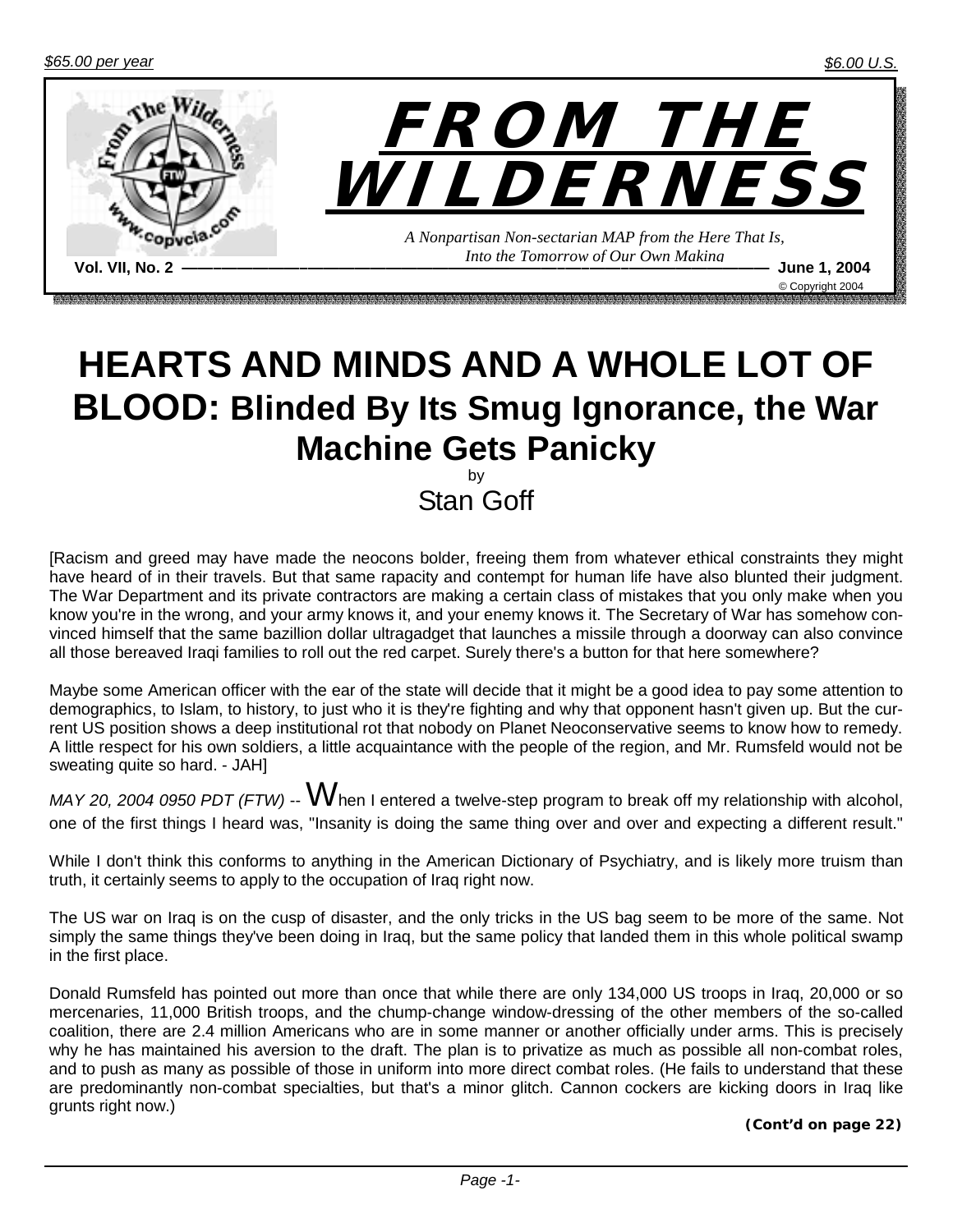$65.00 per year

$6.00 U.S.

# FROM THE WILDERNESS

*A Nonpartisan Non-sectarian MAP from the Here That Is, Into the Tomorrow of Our Own Making*

**Vol. VII, No. 2** — **June 1, 2004**

© Copyright 2004

# HEARTS AND MINDS AND A WHOLE LOT OF BLOOD: Blinded By Its Smug Ignorance, the War Machine Gets Panicky

by

Stan Goff

[Racism and greed may have made the neocons bolder, freeing them from whatever ethical constraints they might have heard of in their travels. But that same rapacity and contempt for human life have also blunted their judgment. The War Department and its private contractors are making a certain class of mistakes that you only make when you know you're in the wrong, and your army knows it, and your enemy knows it. The Secretary of War has somehow convinced himself that the same bazillion dollar ultragadget that launches a missile through a doorway can also convince all those bereaved Iraqi families to roll out the red carpet. Surely there's a button for that here somewhere?

Maybe some American officer with the ear of the state will decide that it might be a good idea to pay some attention to demographics, to Islam, to history, to just who it is they're fighting and why that opponent hasn't given up. But the current US position shows a deep institutional rot that nobody on Planet Neoconservative seems to know how to remedy. A little respect for his own soldiers, a little acquaintance with the people of the region, and Mr. Rumsfeld would not be sweating quite so hard. - JAH]

*MAY 20, 2004 0950 PDT (FTW)* -- When I entered a twelve-step program to break off my relationship with alcohol, one of the first things I heard was, "Insanity is doing the same thing over and over and expecting a different result."

While I don't think this conforms to anything in the American Dictionary of Psychiatry, and is likely more truism than truth, it certainly seems to apply to the occupation of Iraq right now.

The US war on Iraq is on the cusp of disaster, and the only tricks in the US bag seem to be more of the same. Not simply the same things they've been doing in Iraq, but the same policy that landed them in this whole political swamp in the first place.

Donald Rumsfeld has pointed out more than once that while there are only 134,000 US troops in Iraq, 20,000 or so mercenaries, 11,000 British troops, and the chump-change window-dressing of the other members of the so-called coalition, there are 2.4 million Americans who are in some manner or another officially under arms. This is precisely why he has maintained his aversion to the draft. The plan is to privatize as much as possible all non-combat roles, and to push as many as possible of those in uniform into more direct combat roles. (He fails to understand that these are predominantly non-combat specialties, but that's a minor glitch. Cannon cockers are kicking doors in Iraq like grunts right now.)

**(Cont'd on page 22)**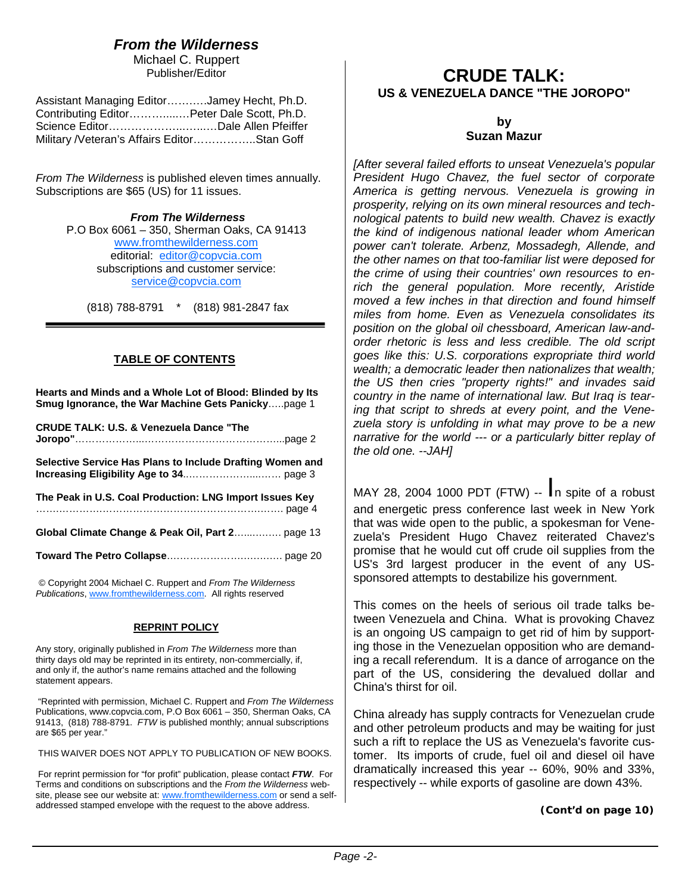# From the Wilderness

Michael C. Ruppert
Publisher/Editor

Assistant Managing Editor...........Jamey Hecht, Ph.D.
Contributing Editor..............Peter Dale Scott, Ph.D.
Science Editor..........................Dale Allen Pfeiffer
Military /Veteran's Affairs Editor.................Stan Goff

*From The Wilderness* is published eleven times annually. Subscriptions are $65 (US) for 11 issues.

***From The Wilderness***
P.O Box 6061 – 350, Sherman Oaks, CA 91413
www.fromthewilderness.com
editorial: editor@copvcia.com
subscriptions and customer service:
service@copvcia.com

(818) 788-8791 * (818) 981-2847 fax

## TABLE OF CONTENTS

**Hearts and Minds and a Whole Lot of Blood: Blinded by Its Smug Ignorance, the War Machine Gets Panicky**.....page 1

**CRUDE TALK: U.S. & Venezuela Dance "The Joropo"**.................................................page 2

**Selective Service Has Plans to Include Drafting Women and Increasing Eligibility Age to 34**........................... page 3

**The Peak in U.S. Coal Production: LNG Import Issues Key** ................................................................ page 4

**Global Climate Change & Peak Oil, Part 2**............... page 13

**Toward The Petro Collapse**.................................. page 20

© Copyright 2004 Michael C. Ruppert and *From The Wilderness Publications*, www.fromthewilderness.com. All rights reserved

### REPRINT POLICY

Any story, originally published in *From The Wilderness* more than thirty days old may be reprinted in its entirety, non-commercially, if, and only if, the author's name remains attached and the following statement appears.

"Reprinted with permission, Michael C. Ruppert and *From The Wilderness* Publications, www.copvcia.com, P.O Box 6061 – 350, Sherman Oaks, CA 91413, (818) 788-8791. *FTW* is published monthly; annual subscriptions are $65 per year."

THIS WAIVER DOES NOT APPLY TO PUBLICATION OF NEW BOOKS.

For reprint permission for "for profit" publication, please contact ***FTW***. For Terms and conditions on subscriptions and the *From the Wilderness* website, please see our website at: www.fromthewilderness.com or send a self-addressed stamped envelope with the request to the above address.

# CRUDE TALK: US & VENEZUELA DANCE "THE JOROPO"

**by**
**Suzan Mazur**

*[After several failed efforts to unseat Venezuela's popular President Hugo Chavez, the fuel sector of corporate America is getting nervous. Venezuela is growing in prosperity, relying on its own mineral resources and technological patents to build new wealth. Chavez is exactly the kind of indigenous national leader whom American power can't tolerate. Arbenz, Mossadegh, Allende, and the other names on that too-familiar list were deposed for the crime of using their countries' own resources to enrich the general population. More recently, Aristide moved a few inches in that direction and found himself miles from home. Even as Venezuela consolidates its position on the global oil chessboard, American law-and-order rhetoric is less and less credible. The old script goes like this: U.S. corporations expropriate third world wealth; a democratic leader then nationalizes that wealth; the US then cries "property rights!" and invades said country in the name of international law. But Iraq is tearing that script to shreds at every point, and the Venezuela story is unfolding in what may prove to be a new narrative for the world --- or a particularly bitter replay of the old one. --JAH]*

MAY 28, 2004 1000 PDT (FTW) -- In spite of a robust and energetic press conference last week in New York that was wide open to the public, a spokesman for Venezuela's President Hugo Chavez reiterated Chavez's promise that he would cut off crude oil supplies from the US's 3rd largest producer in the event of any US-sponsored attempts to destabilize his government.

This comes on the heels of serious oil trade talks between Venezuela and China. What is provoking Chavez is an ongoing US campaign to get rid of him by supporting those in the Venezuelan opposition who are demanding a recall referendum. It is a dance of arrogance on the part of the US, considering the devalued dollar and China's thirst for oil.

China already has supply contracts for Venezuelan crude and other petroleum products and may be waiting for just such a rift to replace the US as Venezuela's favorite customer. Its imports of crude, fuel oil and diesel oil have dramatically increased this year -- 60%, 90% and 33%, respectively -- while exports of gasoline are down 43%.

**(Cont'd on page 10)**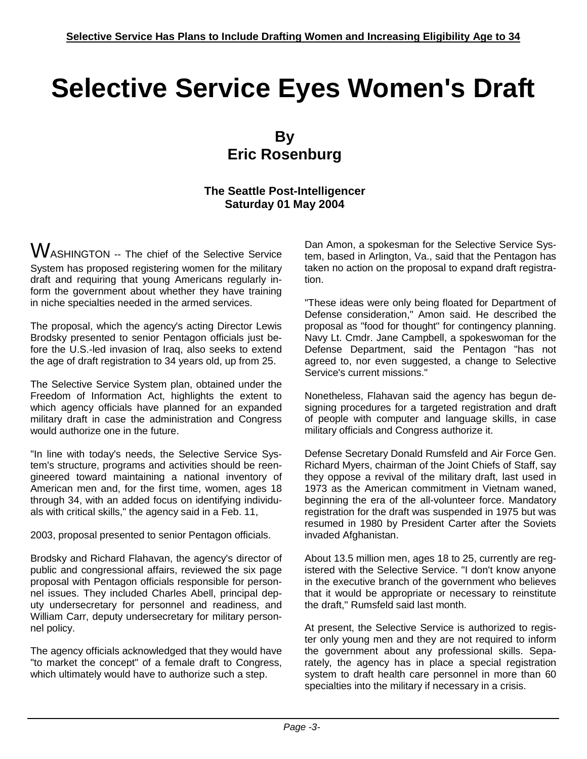**Selective Service Has Plans to Include Drafting Women and Increasing Eligibility Age to 34**

# Selective Service Eyes Women's Draft

**By**
**Eric Rosenburg**

**The Seattle Post-Intelligencer**
**Saturday 01 May 2004**

WASHINGTON -- The chief of the Selective Service System has proposed registering women for the military draft and requiring that young Americans regularly inform the government about whether they have training in niche specialties needed in the armed services.

The proposal, which the agency's acting Director Lewis Brodsky presented to senior Pentagon officials just before the U.S.-led invasion of Iraq, also seeks to extend the age of draft registration to 34 years old, up from 25.

The Selective Service System plan, obtained under the Freedom of Information Act, highlights the extent to which agency officials have planned for an expanded military draft in case the administration and Congress would authorize one in the future.

"In line with today's needs, the Selective Service System's structure, programs and activities should be reengineered toward maintaining a national inventory of American men and, for the first time, women, ages 18 through 34, with an added focus on identifying individuals with critical skills," the agency said in a Feb. 11,

2003, proposal presented to senior Pentagon officials.

Brodsky and Richard Flahavan, the agency's director of public and congressional affairs, reviewed the six page proposal with Pentagon officials responsible for personnel issues. They included Charles Abell, principal deputy undersecretary for personnel and readiness, and William Carr, deputy undersecretary for military personnel policy.

The agency officials acknowledged that they would have "to market the concept" of a female draft to Congress, which ultimately would have to authorize such a step.

Dan Amon, a spokesman for the Selective Service System, based in Arlington, Va., said that the Pentagon has taken no action on the proposal to expand draft registration.

"These ideas were only being floated for Department of Defense consideration," Amon said. He described the proposal as "food for thought" for contingency planning. Navy Lt. Cmdr. Jane Campbell, a spokeswoman for the Defense Department, said the Pentagon "has not agreed to, nor even suggested, a change to Selective Service's current missions."

Nonetheless, Flahavan said the agency has begun designing procedures for a targeted registration and draft of people with computer and language skills, in case military officials and Congress authorize it.

Defense Secretary Donald Rumsfeld and Air Force Gen. Richard Myers, chairman of the Joint Chiefs of Staff, say they oppose a revival of the military draft, last used in 1973 as the American commitment in Vietnam waned, beginning the era of the all-volunteer force. Mandatory registration for the draft was suspended in 1975 but was resumed in 1980 by President Carter after the Soviets invaded Afghanistan.

About 13.5 million men, ages 18 to 25, currently are registered with the Selective Service. "I don't know anyone in the executive branch of the government who believes that it would be appropriate or necessary to reinstitute the draft," Rumsfeld said last month.

At present, the Selective Service is authorized to register only young men and they are not required to inform the government about any professional skills. Separately, the agency has in place a special registration system to draft health care personnel in more than 60 specialties into the military if necessary in a crisis.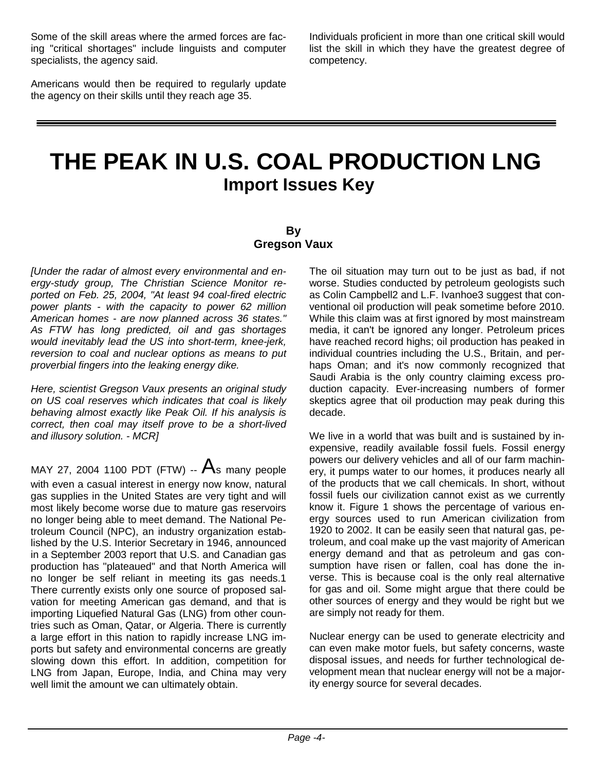Some of the skill areas where the armed forces are facing "critical shortages" include linguists and computer specialists, the agency said.

Americans would then be required to regularly update the agency on their skills until they reach age 35.

Individuals proficient in more than one critical skill would list the skill in which they have the greatest degree of competency.

---

# THE PEAK IN U.S. COAL PRODUCTION LNG

## Import Issues Key

**By**
**Gregson Vaux**

*[Under the radar of almost every environmental and energy-study group, The Christian Science Monitor reported on Feb. 25, 2004, "At least 94 coal-fired electric power plants - with the capacity to power 62 million American homes - are now planned across 36 states." As FTW has long predicted, oil and gas shortages would inevitably lead the US into short-term, knee-jerk, reversion to coal and nuclear options as means to put proverbial fingers into the leaking energy dike.*

*Here, scientist Gregson Vaux presents an original study on US coal reserves which indicates that coal is likely behaving almost exactly like Peak Oil. If his analysis is correct, then coal may itself prove to be a short-lived and illusory solution. - MCR]*

MAY 27, 2004 1100 PDT (FTW) -- As many people with even a casual interest in energy now know, natural gas supplies in the United States are very tight and will most likely become worse due to mature gas reservoirs no longer being able to meet demand. The National Petroleum Council (NPC), an industry organization established by the U.S. Interior Secretary in 1946, announced in a September 2003 report that U.S. and Canadian gas production has "plateaued" and that North America will no longer be self reliant in meeting its gas needs.1 There currently exists only one source of proposed salvation for meeting American gas demand, and that is importing Liquefied Natural Gas (LNG) from other countries such as Oman, Qatar, or Algeria. There is currently a large effort in this nation to rapidly increase LNG imports but safety and environmental concerns are greatly slowing down this effort. In addition, competition for LNG from Japan, Europe, India, and China may very well limit the amount we can ultimately obtain.

The oil situation may turn out to be just as bad, if not worse. Studies conducted by petroleum geologists such as Colin Campbell2 and L.F. Ivanhoe3 suggest that conventional oil production will peak sometime before 2010. While this claim was at first ignored by most mainstream media, it can't be ignored any longer. Petroleum prices have reached record highs; oil production has peaked in individual countries including the U.S., Britain, and perhaps Oman; and it's now commonly recognized that Saudi Arabia is the only country claiming excess production capacity. Ever-increasing numbers of former skeptics agree that oil production may peak during this decade.

We live in a world that was built and is sustained by inexpensive, readily available fossil fuels. Fossil energy powers our delivery vehicles and all of our farm machinery, it pumps water to our homes, it produces nearly all of the products that we call chemicals. In short, without fossil fuels our civilization cannot exist as we currently know it. Figure 1 shows the percentage of various energy sources used to run American civilization from 1920 to 2002. It can be easily seen that natural gas, petroleum, and coal make up the vast majority of American energy demand and that as petroleum and gas consumption have risen or fallen, coal has done the inverse. This is because coal is the only real alternative for gas and oil. Some might argue that there could be other sources of energy and they would be right but we are simply not ready for them.

Nuclear energy can be used to generate electricity and can even make motor fuels, but safety concerns, waste disposal issues, and needs for further technological development mean that nuclear energy will not be a majority energy source for several decades.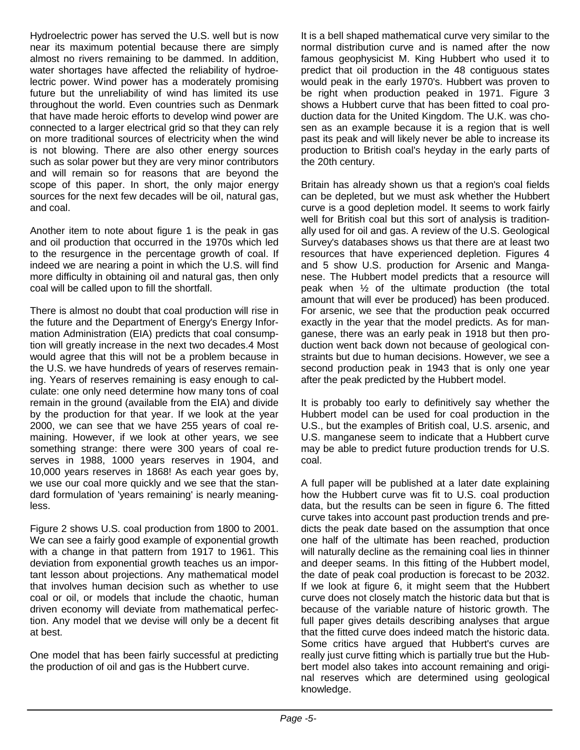Hydroelectric power has served the U.S. well but is now near its maximum potential because there are simply almost no rivers remaining to be dammed. In addition, water shortages have affected the reliability of hydroelectric power. Wind power has a moderately promising future but the unreliability of wind has limited its use throughout the world. Even countries such as Denmark that have made heroic efforts to develop wind power are connected to a larger electrical grid so that they can rely on more traditional sources of electricity when the wind is not blowing. There are also other energy sources such as solar power but they are very minor contributors and will remain so for reasons that are beyond the scope of this paper. In short, the only major energy sources for the next few decades will be oil, natural gas, and coal.

Another item to note about figure 1 is the peak in gas and oil production that occurred in the 1970s which led to the resurgence in the percentage growth of coal. If indeed we are nearing a point in which the U.S. will find more difficulty in obtaining oil and natural gas, then only coal will be called upon to fill the shortfall.

There is almost no doubt that coal production will rise in the future and the Department of Energy's Energy Information Administration (EIA) predicts that coal consumption will greatly increase in the next two decades.4 Most would agree that this will not be a problem because in the U.S. we have hundreds of years of reserves remaining. Years of reserves remaining is easy enough to calculate: one only need determine how many tons of coal remain in the ground (available from the EIA) and divide by the production for that year. If we look at the year 2000, we can see that we have 255 years of coal remaining. However, if we look at other years, we see something strange: there were 300 years of coal reserves in 1988, 1000 years reserves in 1904, and 10,000 years reserves in 1868! As each year goes by, we use our coal more quickly and we see that the standard formulation of 'years remaining' is nearly meaningless.

Figure 2 shows U.S. coal production from 1800 to 2001. We can see a fairly good example of exponential growth with a change in that pattern from 1917 to 1961. This deviation from exponential growth teaches us an important lesson about projections. Any mathematical model that involves human decision such as whether to use coal or oil, or models that include the chaotic, human driven economy will deviate from mathematical perfection. Any model that we devise will only be a decent fit at best.

One model that has been fairly successful at predicting the production of oil and gas is the Hubbert curve.

It is a bell shaped mathematical curve very similar to the normal distribution curve and is named after the now famous geophysicist M. King Hubbert who used it to predict that oil production in the 48 contiguous states would peak in the early 1970's. Hubbert was proven to be right when production peaked in 1971. Figure 3 shows a Hubbert curve that has been fitted to coal production data for the United Kingdom. The U.K. was chosen as an example because it is a region that is well past its peak and will likely never be able to increase its production to British coal's heyday in the early parts of the 20th century.

Britain has already shown us that a region's coal fields can be depleted, but we must ask whether the Hubbert curve is a good depletion model. It seems to work fairly well for British coal but this sort of analysis is traditionally used for oil and gas. A review of the U.S. Geological Survey's databases shows us that there are at least two resources that have experienced depletion. Figures 4 and 5 show U.S. production for Arsenic and Manganese. The Hubbert model predicts that a resource will peak when ½ of the ultimate production (the total amount that will ever be produced) has been produced. For arsenic, we see that the production peak occurred exactly in the year that the model predicts. As for manganese, there was an early peak in 1918 but then production went back down not because of geological constraints but due to human decisions. However, we see a second production peak in 1943 that is only one year after the peak predicted by the Hubbert model.

It is probably too early to definitively say whether the Hubbert model can be used for coal production in the U.S., but the examples of British coal, U.S. arsenic, and U.S. manganese seem to indicate that a Hubbert curve may be able to predict future production trends for U.S. coal.

A full paper will be published at a later date explaining how the Hubbert curve was fit to U.S. coal production data, but the results can be seen in figure 6. The fitted curve takes into account past production trends and predicts the peak date based on the assumption that once one half of the ultimate has been reached, production will naturally decline as the remaining coal lies in thinner and deeper seams. In this fitting of the Hubbert model, the date of peak coal production is forecast to be 2032. If we look at figure 6, it might seem that the Hubbert curve does not closely match the historic data but that is because of the variable nature of historic growth. The full paper gives details describing analyses that argue that the fitted curve does indeed match the historic data. Some critics have argued that Hubbert's curves are really just curve fitting which is partially true but the Hubbert model also takes into account remaining and original reserves which are determined using geological knowledge.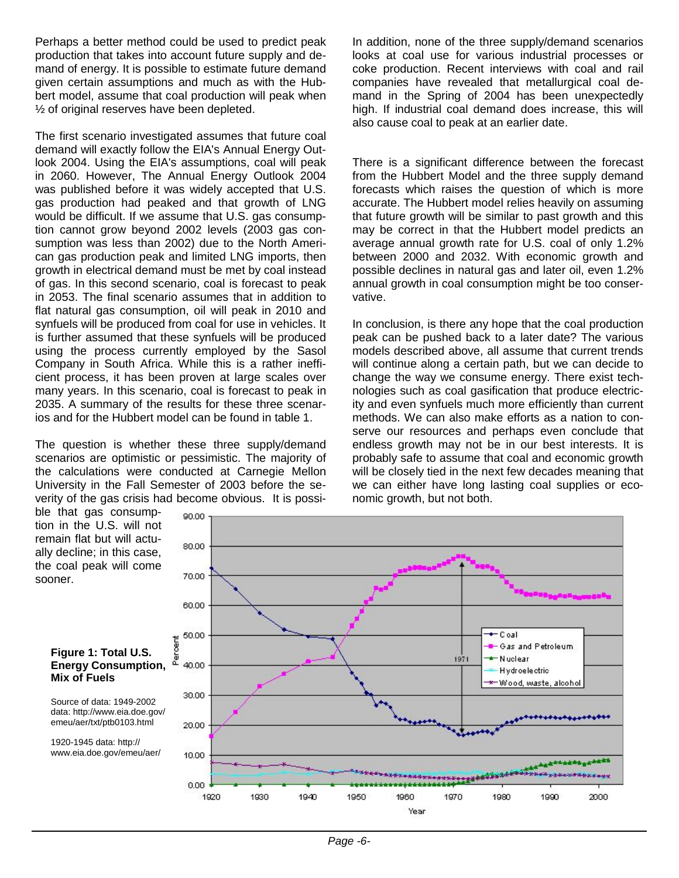Perhaps a better method could be used to predict peak production that takes into account future supply and demand of energy. It is possible to estimate future demand given certain assumptions and much as with the Hubbert model, assume that coal production will peak when ½ of original reserves have been depleted.

The first scenario investigated assumes that future coal demand will exactly follow the EIA's Annual Energy Outlook 2004. Using the EIA's assumptions, coal will peak in 2060. However, The Annual Energy Outlook 2004 was published before it was widely accepted that U.S. gas production had peaked and that growth of LNG would be difficult. If we assume that U.S. gas consumption cannot grow beyond 2002 levels (2003 gas consumption was less than 2002) due to the North American gas production peak and limited LNG imports, then growth in electrical demand must be met by coal instead of gas. In this second scenario, coal is forecast to peak in 2053. The final scenario assumes that in addition to flat natural gas consumption, oil will peak in 2010 and synfuels will be produced from coal for use in vehicles. It is further assumed that these synfuels will be produced using the process currently employed by the Sasol Company in South Africa. While this is a rather inefficient process, it has been proven at large scales over many years. In this scenario, coal is forecast to peak in 2035. A summary of the results for these three scenarios and for the Hubbert model can be found in table 1.

The question is whether these three supply/demand scenarios are optimistic or pessimistic. The majority of the calculations were conducted at Carnegie Mellon University in the Fall Semester of 2003 before the severity of the gas crisis had become obvious. It is possible that gas consumption in the U.S. will not remain flat but will actually decline; in this case, the coal peak will come sooner.

In addition, none of the three supply/demand scenarios looks at coal use for various industrial processes or coke production. Recent interviews with coal and rail companies have revealed that metallurgical coal demand in the Spring of 2004 has been unexpectedly high. If industrial coal demand does increase, this will also cause coal to peak at an earlier date.

There is a significant difference between the forecast from the Hubbert Model and the three supply demand forecasts which raises the question of which is more accurate. The Hubbert model relies heavily on assuming that future growth will be similar to past growth and this may be correct in that the Hubbert model predicts an average annual growth rate for U.S. coal of only 1.2% between 2000 and 2032. With economic growth and possible declines in natural gas and later oil, even 1.2% annual growth in coal consumption might be too conservative.

In conclusion, is there any hope that the coal production peak can be pushed back to a later date? The various models described above, all assume that current trends will continue along a certain path, but we can decide to change the way we consume energy. There exist technologies such as coal gasification that produce electricity and even synfuels much more efficiently than current methods. We can also make efforts as a nation to conserve our resources and perhaps even conclude that endless growth may not be in our best interests. It is probably safe to assume that coal and economic growth will be closely tied in the next few decades meaning that we can either have long lasting coal supplies or economic growth, but not both.

**Figure 1: Total U.S. Energy Consumption, Mix of Fuels**

Source of data: 1949-2002 data: http://www.eia.doe.gov/emeu/aer/txt/ptb0103.html

1920-1945 data: http://www.eia.doe.gov/emeu/aer/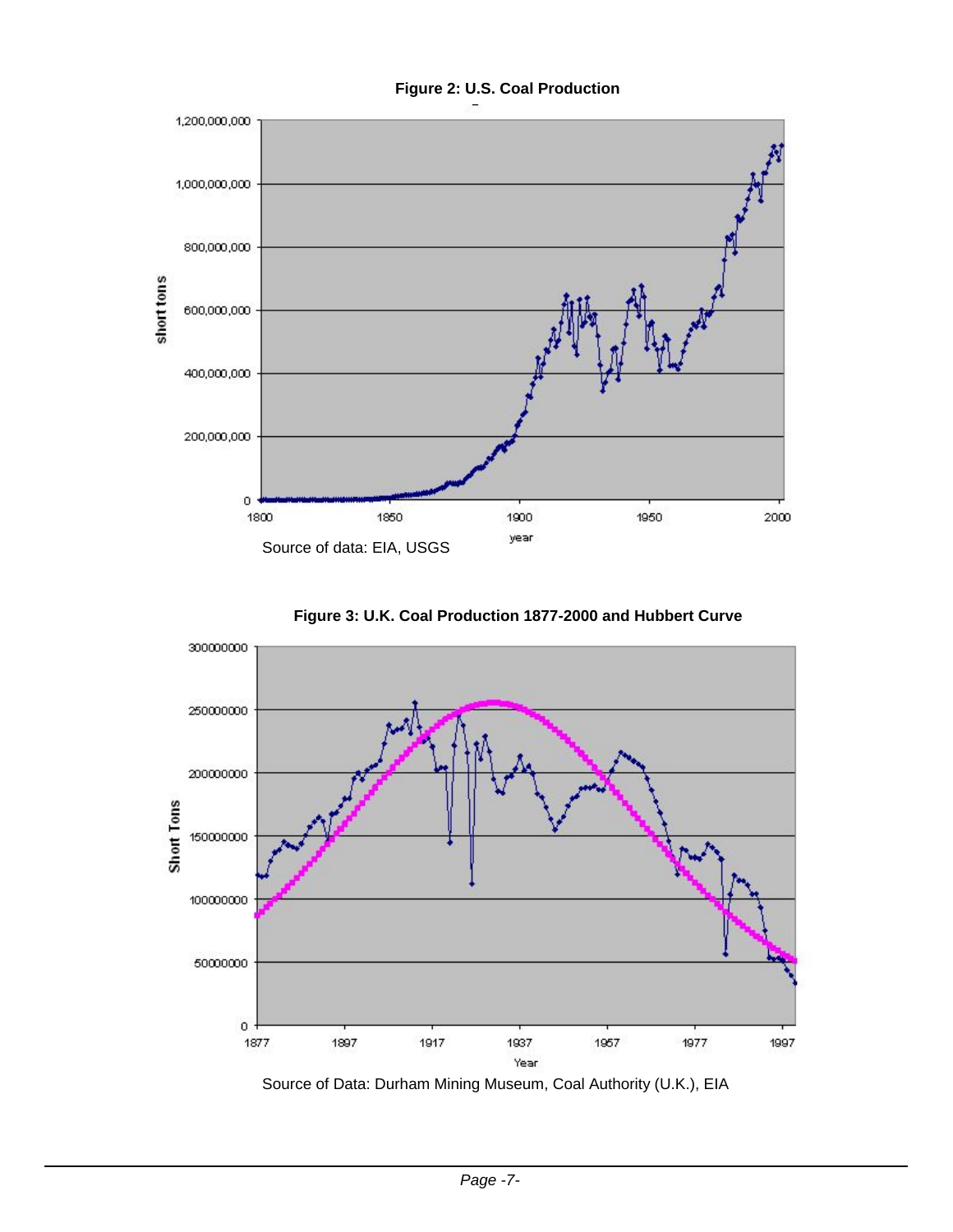**Figure 2: U.S. Coal Production**

Source of data: EIA, USGS

**Figure 3: U.K. Coal Production 1877-2000 and Hubbert Curve**

Source of Data: Durham Mining Museum, Coal Authority (U.K.), EIA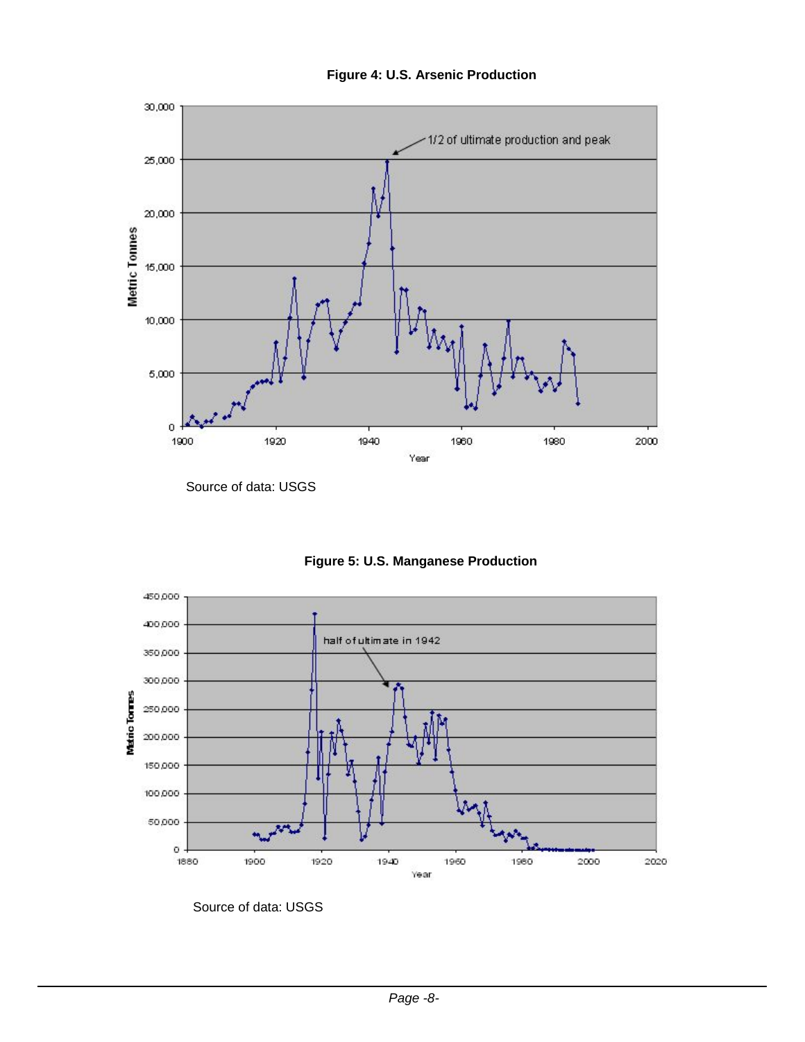**Figure 4: U.S. Arsenic Production**

Source of data: USGS

**Figure 5: U.S. Manganese Production**

Source of data: USGS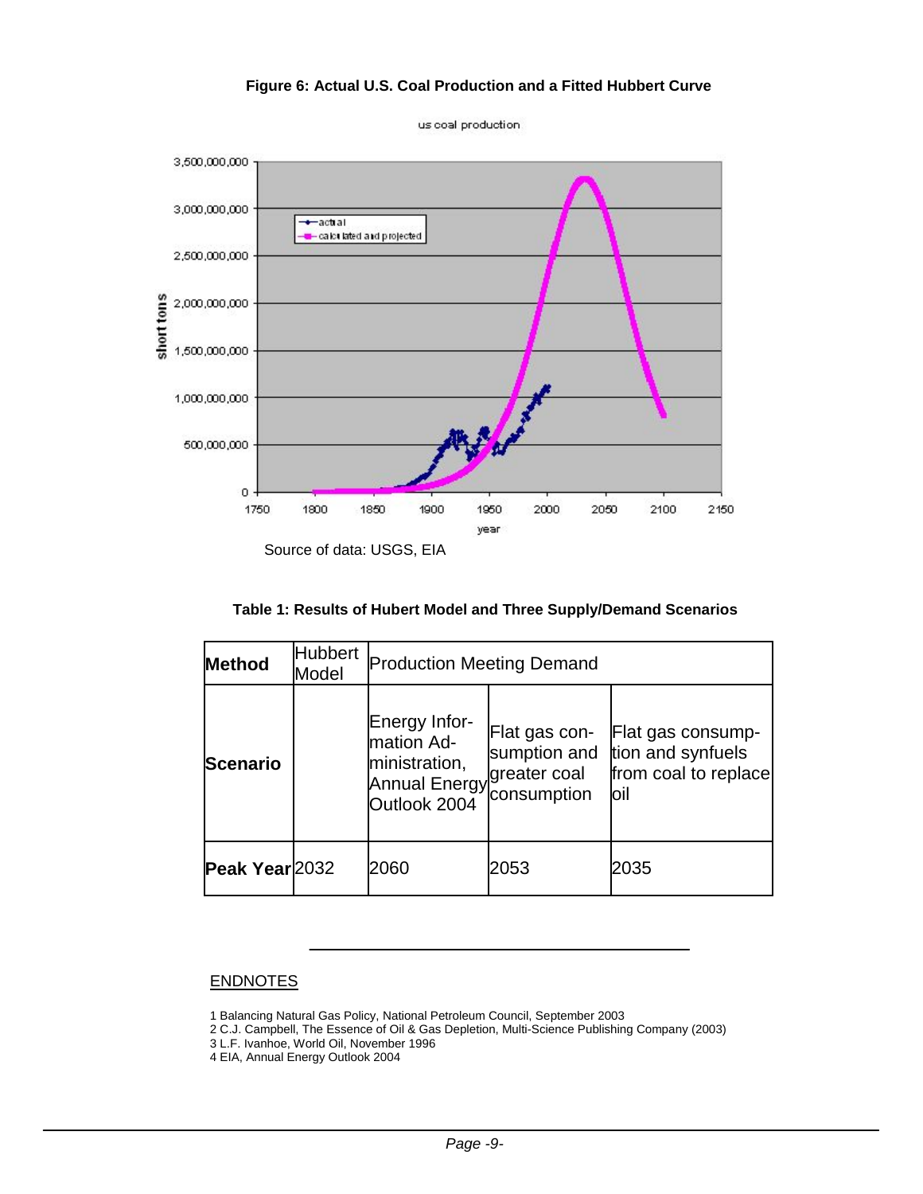**Figure 6: Actual U.S. Coal Production and a Fitted Hubbert Curve**

Source of data: USGS, EIA

**Table 1: Results of Hubert Model and Three Supply/Demand Scenarios**

| **Method** | Hubbert Model | Production Meeting Demand | | |
|---|---|---|---|---|
| **Scenario** | | Energy Information Administration, Annual Energy Outlook 2004 | Flat gas consumption and greater coal consumption | Flat gas consumption and synfuels from coal to replace oil |
| **Peak Year** | 2032 | 2060 | 2053 | 2035 |

---

## ENDNOTES

1 Balancing Natural Gas Policy, National Petroleum Council, September 2003
2 C.J. Campbell, The Essence of Oil & Gas Depletion, Multi-Science Publishing Company (2003)
3 L.F. Ivanhoe, World Oil, November 1996
4 EIA, Annual Energy Outlook 2004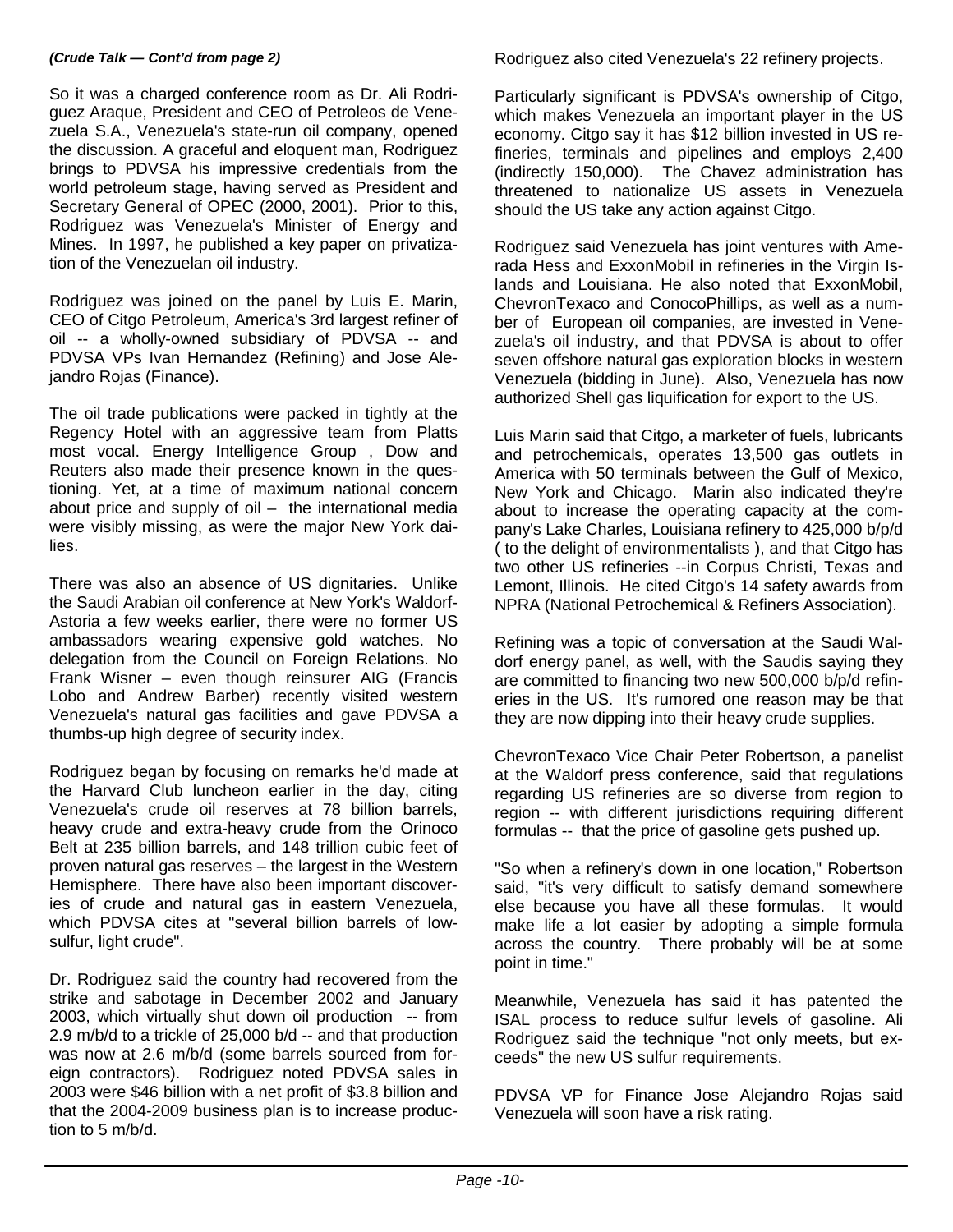*(Crude Talk — Cont'd from page 2)*

So it was a charged conference room as Dr. Ali Rodriguez Araque, President and CEO of Petroleos de Venezuela S.A., Venezuela's state-run oil company, opened the discussion. A graceful and eloquent man, Rodriguez brings to PDVSA his impressive credentials from the world petroleum stage, having served as President and Secretary General of OPEC (2000, 2001). Prior to this, Rodriguez was Venezuela's Minister of Energy and Mines. In 1997, he published a key paper on privatization of the Venezuelan oil industry.

Rodriguez was joined on the panel by Luis E. Marin, CEO of Citgo Petroleum, America's 3rd largest refiner of oil -- a wholly-owned subsidiary of PDVSA -- and PDVSA VPs Ivan Hernandez (Refining) and Jose Alejandro Rojas (Finance).

The oil trade publications were packed in tightly at the Regency Hotel with an aggressive team from Platts most vocal. Energy Intelligence Group , Dow and Reuters also made their presence known in the questioning. Yet, at a time of maximum national concern about price and supply of oil – the international media were visibly missing, as were the major New York dailies.

There was also an absence of US dignitaries. Unlike the Saudi Arabian oil conference at New York's Waldorf-Astoria a few weeks earlier, there were no former US ambassadors wearing expensive gold watches. No delegation from the Council on Foreign Relations. No Frank Wisner – even though reinsurer AIG (Francis Lobo and Andrew Barber) recently visited western Venezuela's natural gas facilities and gave PDVSA a thumbs-up high degree of security index.

Rodriguez began by focusing on remarks he'd made at the Harvard Club luncheon earlier in the day, citing Venezuela's crude oil reserves at 78 billion barrels, heavy crude and extra-heavy crude from the Orinoco Belt at 235 billion barrels, and 148 trillion cubic feet of proven natural gas reserves – the largest in the Western Hemisphere. There have also been important discoveries of crude and natural gas in eastern Venezuela, which PDVSA cites at "several billion barrels of low-sulfur, light crude".

Dr. Rodriguez said the country had recovered from the strike and sabotage in December 2002 and January 2003, which virtually shut down oil production -- from 2.9 m/b/d to a trickle of 25,000 b/d -- and that production was now at 2.6 m/b/d (some barrels sourced from foreign contractors). Rodriguez noted PDVSA sales in 2003 were $46 billion with a net profit of $3.8 billion and that the 2004-2009 business plan is to increase production to 5 m/b/d.

Rodriguez also cited Venezuela's 22 refinery projects.

Particularly significant is PDVSA's ownership of Citgo, which makes Venezuela an important player in the US economy. Citgo say it has $12 billion invested in US refineries, terminals and pipelines and employs 2,400 (indirectly 150,000). The Chavez administration has threatened to nationalize US assets in Venezuela should the US take any action against Citgo.

Rodriguez said Venezuela has joint ventures with Amerada Hess and ExxonMobil in refineries in the Virgin Islands and Louisiana. He also noted that ExxonMobil, ChevronTexaco and ConocoPhillips, as well as a number of European oil companies, are invested in Venezuela's oil industry, and that PDVSA is about to offer seven offshore natural gas exploration blocks in western Venezuela (bidding in June). Also, Venezuela has now authorized Shell gas liquification for export to the US.

Luis Marin said that Citgo, a marketer of fuels, lubricants and petrochemicals, operates 13,500 gas outlets in America with 50 terminals between the Gulf of Mexico, New York and Chicago. Marin also indicated they're about to increase the operating capacity at the company's Lake Charles, Louisiana refinery to 425,000 b/p/d ( to the delight of environmentalists ), and that Citgo has two other US refineries --in Corpus Christi, Texas and Lemont, Illinois. He cited Citgo's 14 safety awards from NPRA (National Petrochemical & Refiners Association).

Refining was a topic of conversation at the Saudi Waldorf energy panel, as well, with the Saudis saying they are committed to financing two new 500,000 b/p/d refineries in the US. It's rumored one reason may be that they are now dipping into their heavy crude supplies.

ChevronTexaco Vice Chair Peter Robertson, a panelist at the Waldorf press conference, said that regulations regarding US refineries are so diverse from region to region -- with different jurisdictions requiring different formulas -- that the price of gasoline gets pushed up.

"So when a refinery's down in one location," Robertson said, "it's very difficult to satisfy demand somewhere else because you have all these formulas. It would make life a lot easier by adopting a simple formula across the country. There probably will be at some point in time."

Meanwhile, Venezuela has said it has patented the ISAL process to reduce sulfur levels of gasoline. Ali Rodriguez said the technique "not only meets, but exceeds" the new US sulfur requirements.

PDVSA VP for Finance Jose Alejandro Rojas said Venezuela will soon have a risk rating.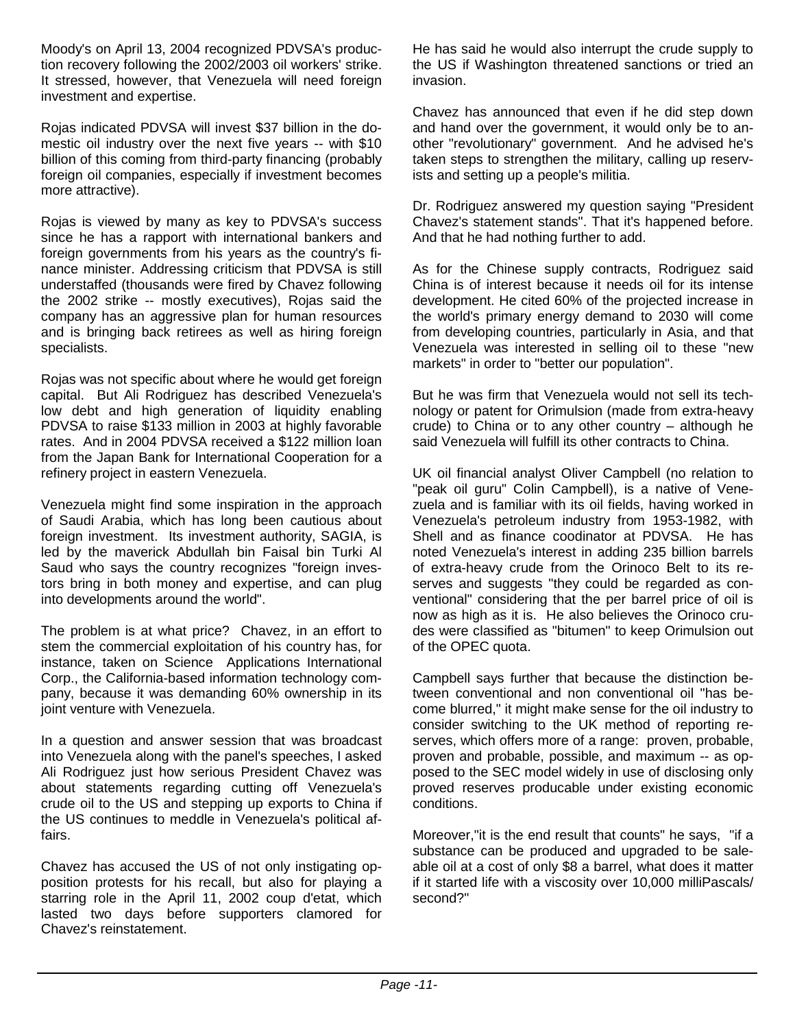Moody's on April 13, 2004 recognized PDVSA's production recovery following the 2002/2003 oil workers' strike. It stressed, however, that Venezuela will need foreign investment and expertise.

Rojas indicated PDVSA will invest $37 billion in the domestic oil industry over the next five years -- with $10 billion of this coming from third-party financing (probably foreign oil companies, especially if investment becomes more attractive).

Rojas is viewed by many as key to PDVSA's success since he has a rapport with international bankers and foreign governments from his years as the country's finance minister. Addressing criticism that PDVSA is still understaffed (thousands were fired by Chavez following the 2002 strike -- mostly executives), Rojas said the company has an aggressive plan for human resources and is bringing back retirees as well as hiring foreign specialists.

Rojas was not specific about where he would get foreign capital. But Ali Rodriguez has described Venezuela's low debt and high generation of liquidity enabling PDVSA to raise $133 million in 2003 at highly favorable rates. And in 2004 PDVSA received a $122 million loan from the Japan Bank for International Cooperation for a refinery project in eastern Venezuela.

Venezuela might find some inspiration in the approach of Saudi Arabia, which has long been cautious about foreign investment. Its investment authority, SAGIA, is led by the maverick Abdullah bin Faisal bin Turki Al Saud who says the country recognizes "foreign investors bring in both money and expertise, and can plug into developments around the world".

The problem is at what price? Chavez, in an effort to stem the commercial exploitation of his country has, for instance, taken on Science Applications International Corp., the California-based information technology company, because it was demanding 60% ownership in its joint venture with Venezuela.

In a question and answer session that was broadcast into Venezuela along with the panel's speeches, I asked Ali Rodriguez just how serious President Chavez was about statements regarding cutting off Venezuela's crude oil to the US and stepping up exports to China if the US continues to meddle in Venezuela's political affairs.

Chavez has accused the US of not only instigating opposition protests for his recall, but also for playing a starring role in the April 11, 2002 coup d'etat, which lasted two days before supporters clamored for Chavez's reinstatement.

He has said he would also interrupt the crude supply to the US if Washington threatened sanctions or tried an invasion.

Chavez has announced that even if he did step down and hand over the government, it would only be to another "revolutionary" government. And he advised he's taken steps to strengthen the military, calling up reservists and setting up a people's militia.

Dr. Rodriguez answered my question saying "President Chavez's statement stands". That it's happened before. And that he had nothing further to add.

As for the Chinese supply contracts, Rodriguez said China is of interest because it needs oil for its intense development. He cited 60% of the projected increase in the world's primary energy demand to 2030 will come from developing countries, particularly in Asia, and that Venezuela was interested in selling oil to these "new markets" in order to "better our population".

But he was firm that Venezuela would not sell its technology or patent for Orimulsion (made from extra-heavy crude) to China or to any other country – although he said Venezuela will fulfill its other contracts to China.

UK oil financial analyst Oliver Campbell (no relation to "peak oil guru" Colin Campbell), is a native of Venezuela and is familiar with its oil fields, having worked in Venezuela's petroleum industry from 1953-1982, with Shell and as finance coodinator at PDVSA. He has noted Venezuela's interest in adding 235 billion barrels of extra-heavy crude from the Orinoco Belt to its reserves and suggests "they could be regarded as conventional" considering that the per barrel price of oil is now as high as it is. He also believes the Orinoco crudes were classified as "bitumen" to keep Orimulsion out of the OPEC quota.

Campbell says further that because the distinction between conventional and non conventional oil "has become blurred," it might make sense for the oil industry to consider switching to the UK method of reporting reserves, which offers more of a range: proven, probable, proven and probable, possible, and maximum -- as opposed to the SEC model widely in use of disclosing only proved reserves producable under existing economic conditions.

Moreover,"it is the end result that counts" he says, "if a substance can be produced and upgraded to be saleable oil at a cost of only $8 a barrel, what does it matter if it started life with a viscosity over 10,000 milliPascals/second?"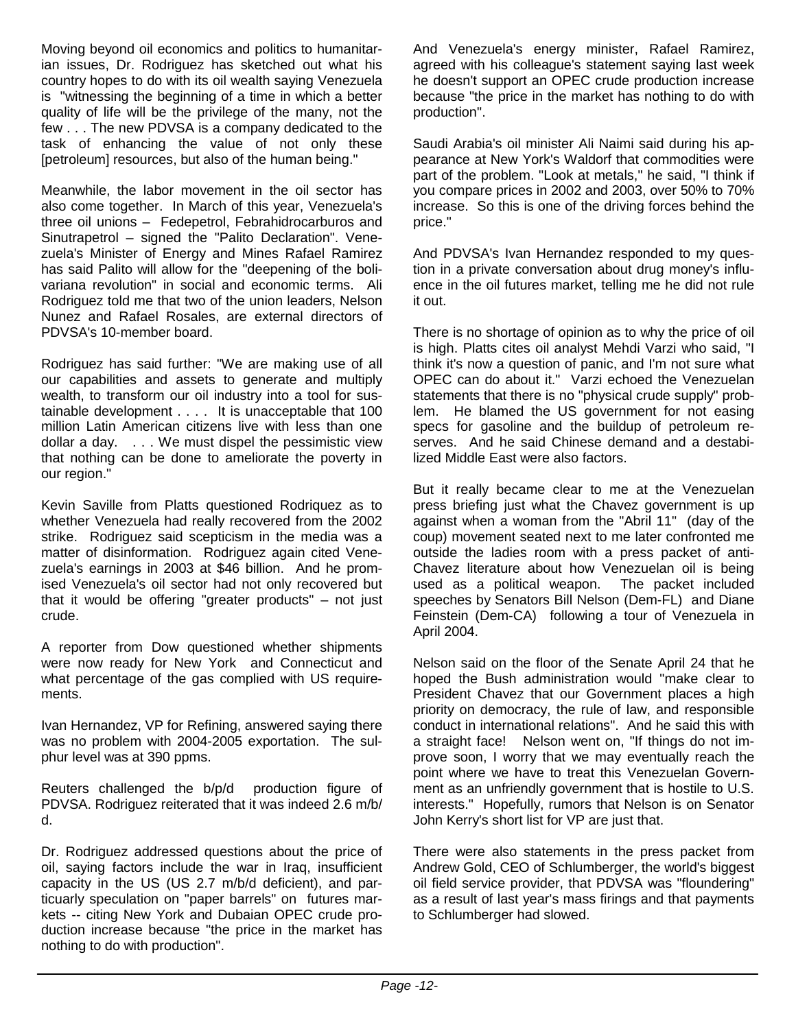Moving beyond oil economics and politics to humanitarian issues, Dr. Rodriguez has sketched out what his country hopes to do with its oil wealth saying Venezuela is "witnessing the beginning of a time in which a better quality of life will be the privilege of the many, not the few . . . The new PDVSA is a company dedicated to the task of enhancing the value of not only these [petroleum] resources, but also of the human being."

Meanwhile, the labor movement in the oil sector has also come together. In March of this year, Venezuela's three oil unions – Fedepetrol, Febrahidrocarburos and Sinutrapetrol – signed the "Palito Declaration". Venezuela's Minister of Energy and Mines Rafael Ramirez has said Palito will allow for the "deepening of the bolivariana revolution" in social and economic terms. Ali Rodriguez told me that two of the union leaders, Nelson Nunez and Rafael Rosales, are external directors of PDVSA's 10-member board.

Rodriguez has said further: "We are making use of all our capabilities and assets to generate and multiply wealth, to transform our oil industry into a tool for sustainable development . . . . It is unacceptable that 100 million Latin American citizens live with less than one dollar a day. . . . We must dispel the pessimistic view that nothing can be done to ameliorate the poverty in our region."

Kevin Saville from Platts questioned Rodriquez as to whether Venezuela had really recovered from the 2002 strike. Rodriguez said scepticism in the media was a matter of disinformation. Rodriguez again cited Venezuela's earnings in 2003 at $46 billion. And he promised Venezuela's oil sector had not only recovered but that it would be offering "greater products" – not just crude.

A reporter from Dow questioned whether shipments were now ready for New York and Connecticut and what percentage of the gas complied with US requirements.

Ivan Hernandez, VP for Refining, answered saying there was no problem with 2004-2005 exportation. The sulphur level was at 390 ppms.

Reuters challenged the b/p/d production figure of PDVSA. Rodriguez reiterated that it was indeed 2.6 m/b/d.

Dr. Rodriguez addressed questions about the price of oil, saying factors include the war in Iraq, insufficient capacity in the US (US 2.7 m/b/d deficient), and particuarly speculation on "paper barrels" on futures markets -- citing New York and Dubaian OPEC crude production increase because "the price in the market has nothing to do with production".

And Venezuela's energy minister, Rafael Ramirez, agreed with his colleague's statement saying last week he doesn't support an OPEC crude production increase because "the price in the market has nothing to do with production".

Saudi Arabia's oil minister Ali Naimi said during his appearance at New York's Waldorf that commodities were part of the problem. "Look at metals," he said, "I think if you compare prices in 2002 and 2003, over 50% to 70% increase. So this is one of the driving forces behind the price."

And PDVSA's Ivan Hernandez responded to my question in a private conversation about drug money's influence in the oil futures market, telling me he did not rule it out.

There is no shortage of opinion as to why the price of oil is high. Platts cites oil analyst Mehdi Varzi who said, "I think it's now a question of panic, and I'm not sure what OPEC can do about it." Varzi echoed the Venezuelan statements that there is no "physical crude supply" problem. He blamed the US government for not easing specs for gasoline and the buildup of petroleum reserves. And he said Chinese demand and a destabilized Middle East were also factors.

But it really became clear to me at the Venezuelan press briefing just what the Chavez government is up against when a woman from the "Abril 11" (day of the coup) movement seated next to me later confronted me outside the ladies room with a press packet of anti-Chavez literature about how Venezuelan oil is being used as a political weapon. The packet included speeches by Senators Bill Nelson (Dem-FL) and Diane Feinstein (Dem-CA) following a tour of Venezuela in April 2004.

Nelson said on the floor of the Senate April 24 that he hoped the Bush administration would "make clear to President Chavez that our Government places a high priority on democracy, the rule of law, and responsible conduct in international relations". And he said this with a straight face! Nelson went on, "If things do not improve soon, I worry that we may eventually reach the point where we have to treat this Venezuelan Government as an unfriendly government that is hostile to U.S. interests." Hopefully, rumors that Nelson is on Senator John Kerry's short list for VP are just that.

There were also statements in the press packet from Andrew Gold, CEO of Schlumberger, the world's biggest oil field service provider, that PDVSA was "floundering" as a result of last year's mass firings and that payments to Schlumberger had slowed.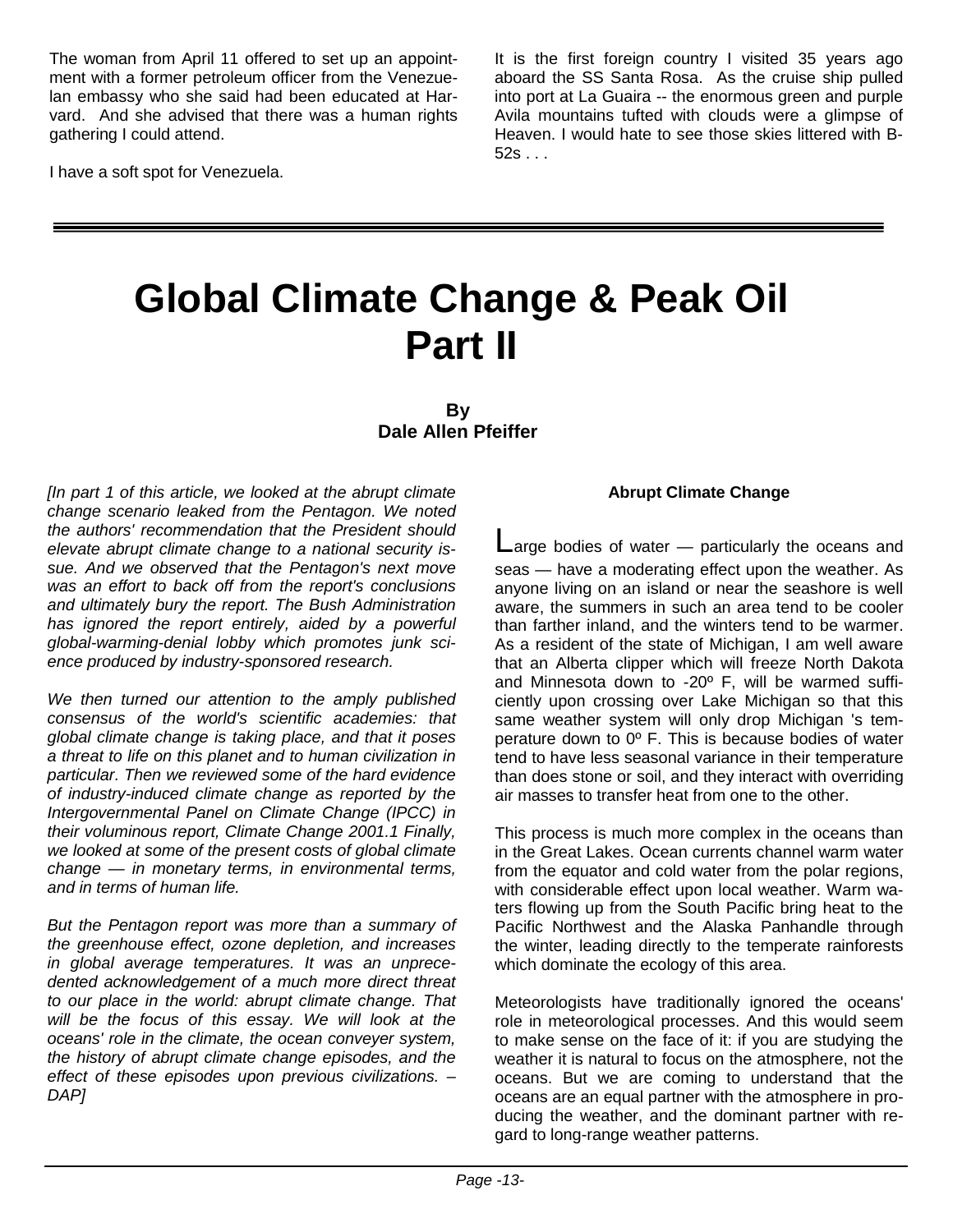The woman from April 11 offered to set up an appointment with a former petroleum officer from the Venezuelan embassy who she said had been educated at Harvard. And she advised that there was a human rights gathering I could attend.

I have a soft spot for Venezuela.

It is the first foreign country I visited 35 years ago aboard the SS Santa Rosa. As the cruise ship pulled into port at La Guaira -- the enormous green and purple Avila mountains tufted with clouds were a glimpse of Heaven. I would hate to see those skies littered with B-52s . . .

---

# Global Climate Change & Peak Oil Part II

**By**
**Dale Allen Pfeiffer**

*[In part 1 of this article, we looked at the abrupt climate change scenario leaked from the Pentagon. We noted the authors' recommendation that the President should elevate abrupt climate change to a national security issue. And we observed that the Pentagon's next move was an effort to back off from the report's conclusions and ultimately bury the report. The Bush Administration has ignored the report entirely, aided by a powerful global-warming-denial lobby which promotes junk science produced by industry-sponsored research.*

*We then turned our attention to the amply published consensus of the world's scientific academies: that global climate change is taking place, and that it poses a threat to life on this planet and to human civilization in particular. Then we reviewed some of the hard evidence of industry-induced climate change as reported by the Intergovernmental Panel on Climate Change (IPCC) in their voluminous report, Climate Change 2001.1 Finally, we looked at some of the present costs of global climate change — in monetary terms, in environmental terms, and in terms of human life.*

*But the Pentagon report was more than a summary of the greenhouse effect, ozone depletion, and increases in global average temperatures. It was an unprecedented acknowledgement of a much more direct threat to our place in the world: abrupt climate change. That will be the focus of this essay. We will look at the oceans' role in the climate, the ocean conveyer system, the history of abrupt climate change episodes, and the effect of these episodes upon previous civilizations. – DAP]*

### Abrupt Climate Change

Large bodies of water — particularly the oceans and seas — have a moderating effect upon the weather. As anyone living on an island or near the seashore is well aware, the summers in such an area tend to be cooler than farther inland, and the winters tend to be warmer. As a resident of the state of Michigan, I am well aware that an Alberta clipper which will freeze North Dakota and Minnesota down to -20º F, will be warmed sufficiently upon crossing over Lake Michigan so that this same weather system will only drop Michigan 's temperature down to 0º F. This is because bodies of water tend to have less seasonal variance in their temperature than does stone or soil, and they interact with overriding air masses to transfer heat from one to the other.

This process is much more complex in the oceans than in the Great Lakes. Ocean currents channel warm water from the equator and cold water from the polar regions, with considerable effect upon local weather. Warm waters flowing up from the South Pacific bring heat to the Pacific Northwest and the Alaska Panhandle through the winter, leading directly to the temperate rainforests which dominate the ecology of this area.

Meteorologists have traditionally ignored the oceans' role in meteorological processes. And this would seem to make sense on the face of it: if you are studying the weather it is natural to focus on the atmosphere, not the oceans. But we are coming to understand that the oceans are an equal partner with the atmosphere in producing the weather, and the dominant partner with regard to long-range weather patterns.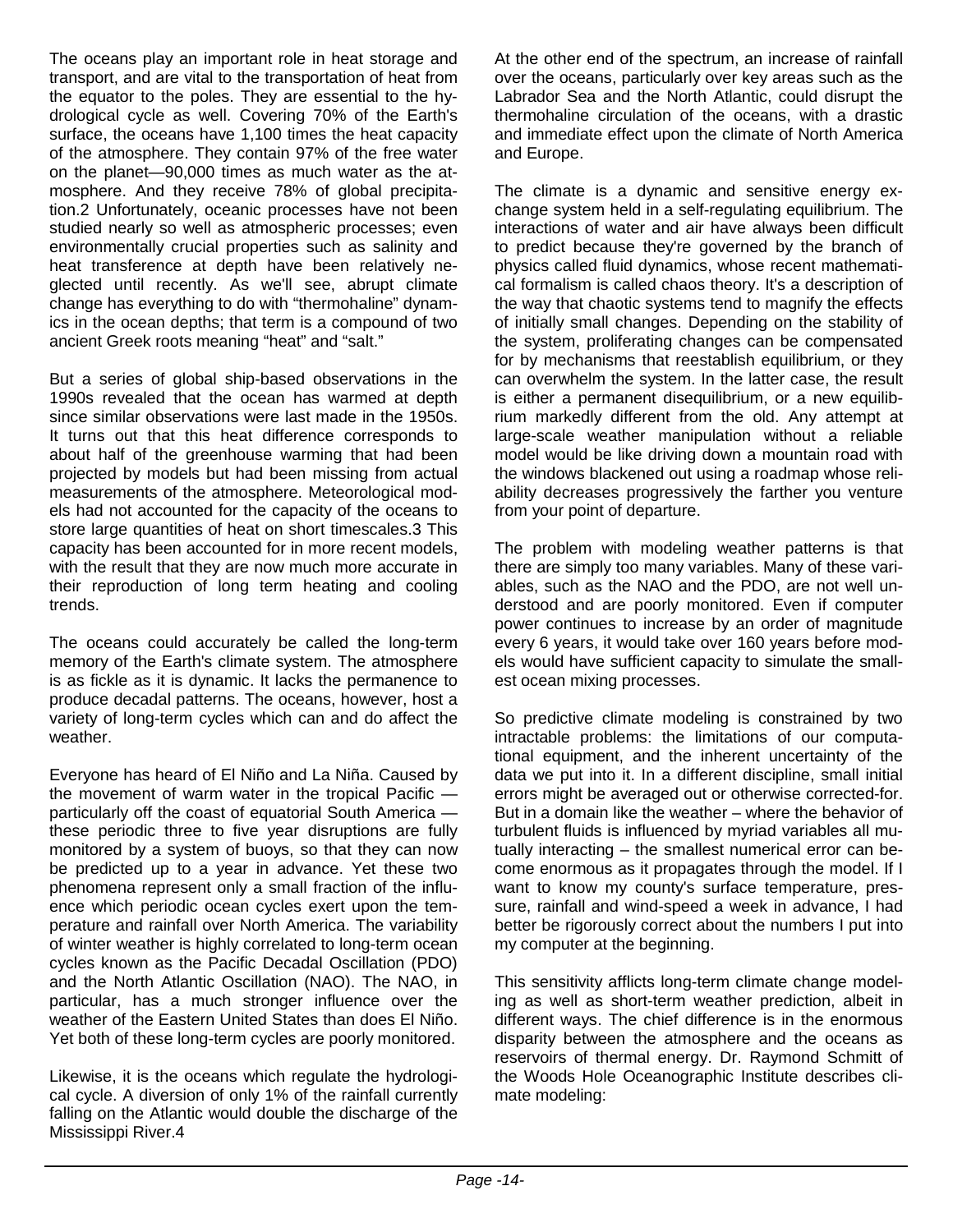The oceans play an important role in heat storage and transport, and are vital to the transportation of heat from the equator to the poles. They are essential to the hydrological cycle as well. Covering 70% of the Earth's surface, the oceans have 1,100 times the heat capacity of the atmosphere. They contain 97% of the free water on the planet—90,000 times as much water as the atmosphere. And they receive 78% of global precipitation.[2] Unfortunately, oceanic processes have not been studied nearly so well as atmospheric processes; even environmentally crucial properties such as salinity and heat transference at depth have been relatively neglected until recently. As we'll see, abrupt climate change has everything to do with "thermohaline" dynamics in the ocean depths; that term is a compound of two ancient Greek roots meaning "heat" and "salt."

But a series of global ship-based observations in the 1990s revealed that the ocean has warmed at depth since similar observations were last made in the 1950s. It turns out that this heat difference corresponds to about half of the greenhouse warming that had been projected by models but had been missing from actual measurements of the atmosphere. Meteorological models had not accounted for the capacity of the oceans to store large quantities of heat on short timescales.[3] This capacity has been accounted for in more recent models, with the result that they are now much more accurate in their reproduction of long term heating and cooling trends.

The oceans could accurately be called the long-term memory of the Earth's climate system. The atmosphere is as fickle as it is dynamic. It lacks the permanence to produce decadal patterns. The oceans, however, host a variety of long-term cycles which can and do affect the weather.

Everyone has heard of El Niño and La Niña. Caused by the movement of warm water in the tropical Pacific — particularly off the coast of equatorial South America — these periodic three to five year disruptions are fully monitored by a system of buoys, so that they can now be predicted up to a year in advance. Yet these two phenomena represent only a small fraction of the influence which periodic ocean cycles exert upon the temperature and rainfall over North America. The variability of winter weather is highly correlated to long-term ocean cycles known as the Pacific Decadal Oscillation (PDO) and the North Atlantic Oscillation (NAO). The NAO, in particular, has a much stronger influence over the weather of the Eastern United States than does El Niño. Yet both of these long-term cycles are poorly monitored.

Likewise, it is the oceans which regulate the hydrological cycle. A diversion of only 1% of the rainfall currently falling on the Atlantic would double the discharge of the Mississippi River.[4]

At the other end of the spectrum, an increase of rainfall over the oceans, particularly over key areas such as the Labrador Sea and the North Atlantic, could disrupt the thermohaline circulation of the oceans, with a drastic and immediate effect upon the climate of North America and Europe.

The climate is a dynamic and sensitive energy exchange system held in a self-regulating equilibrium. The interactions of water and air have always been difficult to predict because they're governed by the branch of physics called fluid dynamics, whose recent mathematical formalism is called chaos theory. It's a description of the way that chaotic systems tend to magnify the effects of initially small changes. Depending on the stability of the system, proliferating changes can be compensated for by mechanisms that reestablish equilibrium, or they can overwhelm the system. In the latter case, the result is either a permanent disequilibrium, or a new equilibrium markedly different from the old. Any attempt at large-scale weather manipulation without a reliable model would be like driving down a mountain road with the windows blackened out using a roadmap whose reliability decreases progressively the farther you venture from your point of departure.

The problem with modeling weather patterns is that there are simply too many variables. Many of these variables, such as the NAO and the PDO, are not well understood and are poorly monitored. Even if computer power continues to increase by an order of magnitude every 6 years, it would take over 160 years before models would have sufficient capacity to simulate the smallest ocean mixing processes.

So predictive climate modeling is constrained by two intractable problems: the limitations of our computational equipment, and the inherent uncertainty of the data we put into it. In a different discipline, small initial errors might be averaged out or otherwise corrected-for. But in a domain like the weather – where the behavior of turbulent fluids is influenced by myriad variables all mutually interacting – the smallest numerical error can become enormous as it propagates through the model. If I want to know my county's surface temperature, pressure, rainfall and wind-speed a week in advance, I had better be rigorously correct about the numbers I put into my computer at the beginning.

This sensitivity afflicts long-term climate change modeling as well as short-term weather prediction, albeit in different ways. The chief difference is in the enormous disparity between the atmosphere and the oceans as reservoirs of thermal energy. Dr. Raymond Schmitt of the Woods Hole Oceanographic Institute describes climate modeling: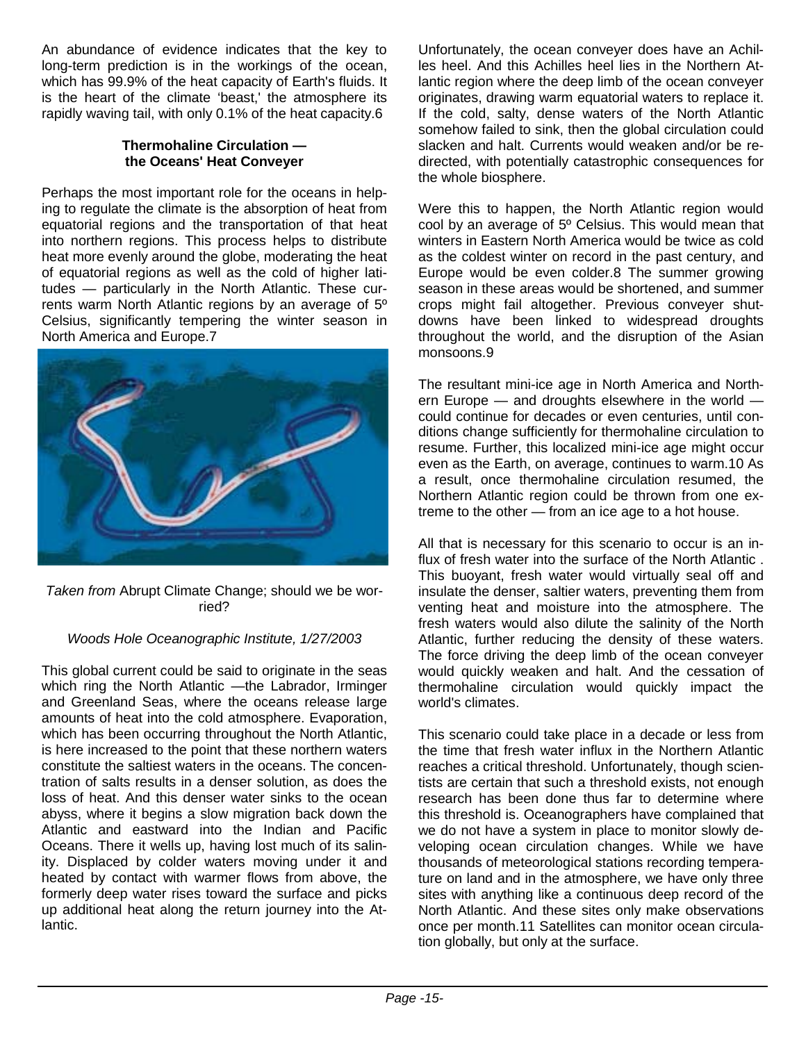An abundance of evidence indicates that the key to long-term prediction is in the workings of the ocean, which has 99.9% of the heat capacity of Earth's fluids. It is the heart of the climate 'beast,' the atmosphere its rapidly waving tail, with only 0.1% of the heat capacity.6

### Thermohaline Circulation — the Oceans' Heat Conveyer

Perhaps the most important role for the oceans in helping to regulate the climate is the absorption of heat from equatorial regions and the transportation of that heat into northern regions. This process helps to distribute heat more evenly around the globe, moderating the heat of equatorial regions as well as the cold of higher latitudes — particularly in the North Atlantic. These currents warm North Atlantic regions by an average of 5º Celsius, significantly tempering the winter season in North America and Europe.7

*Taken from* Abrupt Climate Change; should we be worried?

*Woods Hole Oceanographic Institute, 1/27/2003*

This global current could be said to originate in the seas which ring the North Atlantic —the Labrador, Irminger and Greenland Seas, where the oceans release large amounts of heat into the cold atmosphere. Evaporation, which has been occurring throughout the North Atlantic, is here increased to the point that these northern waters constitute the saltiest waters in the oceans. The concentration of salts results in a denser solution, as does the loss of heat. And this denser water sinks to the ocean abyss, where it begins a slow migration back down the Atlantic and eastward into the Indian and Pacific Oceans. There it wells up, having lost much of its salinity. Displaced by colder waters moving under it and heated by contact with warmer flows from above, the formerly deep water rises toward the surface and picks up additional heat along the return journey into the Atlantic.

Unfortunately, the ocean conveyer does have an Achilles heel. And this Achilles heel lies in the Northern Atlantic region where the deep limb of the ocean conveyer originates, drawing warm equatorial waters to replace it. If the cold, salty, dense waters of the North Atlantic somehow failed to sink, then the global circulation could slacken and halt. Currents would weaken and/or be redirected, with potentially catastrophic consequences for the whole biosphere.

Were this to happen, the North Atlantic region would cool by an average of 5º Celsius. This would mean that winters in Eastern North America would be twice as cold as the coldest winter on record in the past century, and Europe would be even colder.8 The summer growing season in these areas would be shortened, and summer crops might fail altogether. Previous conveyer shutdowns have been linked to widespread droughts throughout the world, and the disruption of the Asian monsoons.9

The resultant mini-ice age in North America and Northern Europe — and droughts elsewhere in the world — could continue for decades or even centuries, until conditions change sufficiently for thermohaline circulation to resume. Further, this localized mini-ice age might occur even as the Earth, on average, continues to warm.10 As a result, once thermohaline circulation resumed, the Northern Atlantic region could be thrown from one extreme to the other — from an ice age to a hot house.

All that is necessary for this scenario to occur is an influx of fresh water into the surface of the North Atlantic . This buoyant, fresh water would virtually seal off and insulate the denser, saltier waters, preventing them from venting heat and moisture into the atmosphere. The fresh waters would also dilute the salinity of the North Atlantic, further reducing the density of these waters. The force driving the deep limb of the ocean conveyer would quickly weaken and halt. And the cessation of thermohaline circulation would quickly impact the world's climates.

This scenario could take place in a decade or less from the time that fresh water influx in the Northern Atlantic reaches a critical threshold. Unfortunately, though scientists are certain that such a threshold exists, not enough research has been done thus far to determine where this threshold is. Oceanographers have complained that we do not have a system in place to monitor slowly developing ocean circulation changes. While we have thousands of meteorological stations recording temperature on land and in the atmosphere, we have only three sites with anything like a continuous deep record of the North Atlantic. And these sites only make observations once per month.11 Satellites can monitor ocean circulation globally, but only at the surface.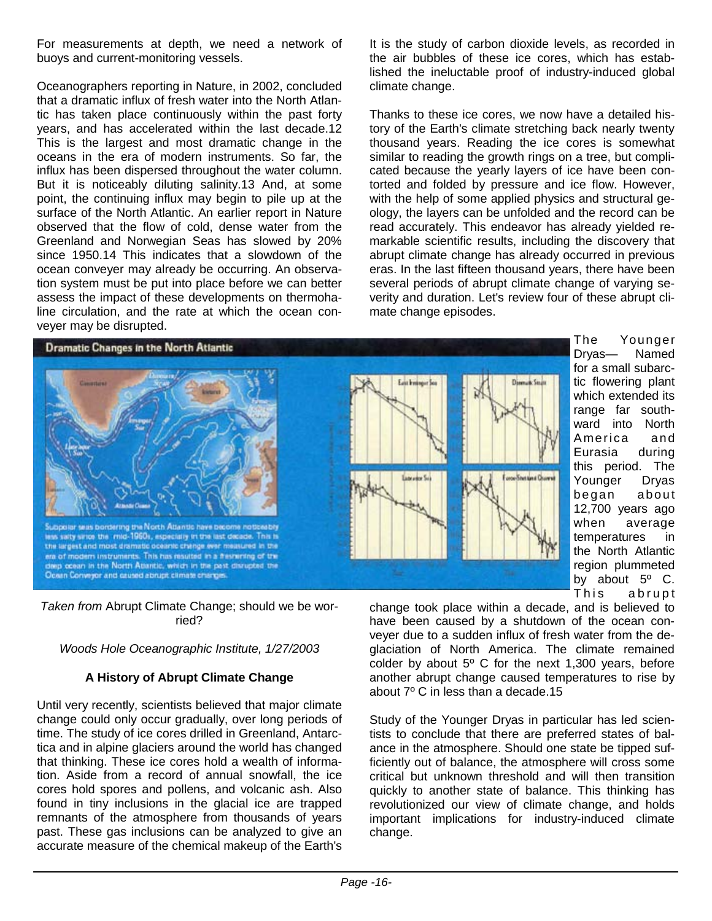For measurements at depth, we need a network of buoys and current-monitoring vessels.

Oceanographers reporting in Nature, in 2002, concluded that a dramatic influx of fresh water into the North Atlantic has taken place continuously within the past forty years, and has accelerated within the last decade.12 This is the largest and most dramatic change in the oceans in the era of modern instruments. So far, the influx has been dispersed throughout the water column. But it is noticeably diluting salinity.13 And, at some point, the continuing influx may begin to pile up at the surface of the North Atlantic. An earlier report in Nature observed that the flow of cold, dense water from the Greenland and Norwegian Seas has slowed by 20% since 1950.14 This indicates that a slowdown of the ocean conveyer may already be occurring. An observation system must be put into place before we can better assess the impact of these developments on thermohaline circulation, and the rate at which the ocean conveyer may be disrupted.

**Dramatic Changes in the North Atlantic**

Subpolar seas bordering the North Atlantic have become noticeably less salty since the mid-1960s, especially in the last decade. This is the largest and most dramatic oceanic change ever measured in the era of modern instruments. This has resulted in a freshening of the deep ocean in the North Atlantic, which in the past disrupted the Ocean Conveyor and caused abrupt climate changes.

*Taken from* Abrupt Climate Change; should we be worried?

*Woods Hole Oceanographic Institute, 1/27/2003*

### A History of Abrupt Climate Change

Until very recently, scientists believed that major climate change could only occur gradually, over long periods of time. The study of ice cores drilled in Greenland, Antarctica and in alpine glaciers around the world has changed that thinking. These ice cores hold a wealth of information. Aside from a record of annual snowfall, the ice cores hold spores and pollens, and volcanic ash. Also found in tiny inclusions in the glacial ice are trapped remnants of the atmosphere from thousands of years past. These gas inclusions can be analyzed to give an accurate measure of the chemical makeup of the Earth's

It is the study of carbon dioxide levels, as recorded in the air bubbles of these ice cores, which has established the ineluctable proof of industry-induced global climate change.

Thanks to these ice cores, we now have a detailed history of the Earth's climate stretching back nearly twenty thousand years. Reading the ice cores is somewhat similar to reading the growth rings on a tree, but complicated because the yearly layers of ice have been contorted and folded by pressure and ice flow. However, with the help of some applied physics and structural geology, the layers can be unfolded and the record can be read accurately. This endeavor has already yielded remarkable scientific results, including the discovery that abrupt climate change has already occurred in previous eras. In the last fifteen thousand years, there have been several periods of abrupt climate change of varying severity and duration. Let's review four of these abrupt climate change episodes.

The Younger Dryas— Named for a small subarctic flowering plant which extended its range far southward into North America and Eurasia during this period. The Younger Dryas began about 12,700 years ago when average temperatures in the North Atlantic region plummeted by about 5º C. This abrupt change took place within a decade, and is believed to have been caused by a shutdown of the ocean conveyer due to a sudden influx of fresh water from the deglaciation of North America. The climate remained colder by about 5º C for the next 1,300 years, before another abrupt change caused temperatures to rise by about 7º C in less than a decade.15

Study of the Younger Dryas in particular has led scientists to conclude that there are preferred states of balance in the atmosphere. Should one state be tipped sufficiently out of balance, the atmosphere will cross some critical but unknown threshold and will then transition quickly to another state of balance. This thinking has revolutionized our view of climate change, and holds important implications for industry-induced climate change.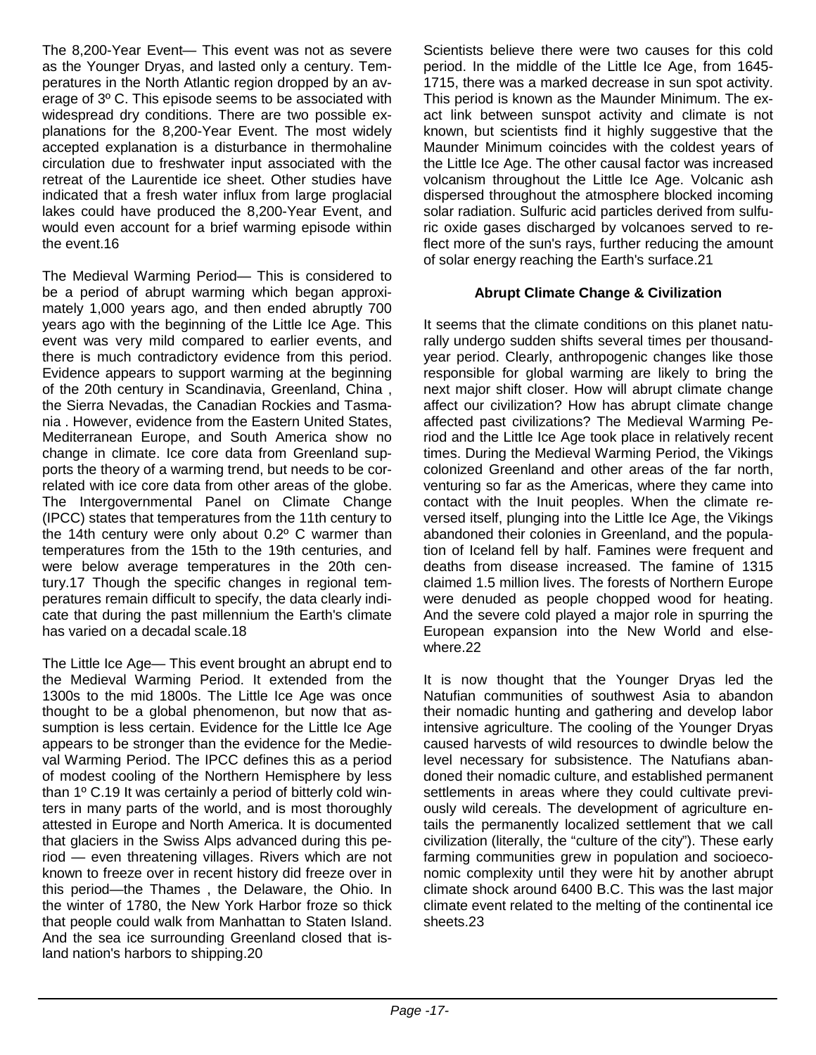The 8,200-Year Event— This event was not as severe as the Younger Dryas, and lasted only a century. Temperatures in the North Atlantic region dropped by an average of 3º C. This episode seems to be associated with widespread dry conditions. There are two possible explanations for the 8,200-Year Event. The most widely accepted explanation is a disturbance in thermohaline circulation due to freshwater input associated with the retreat of the Laurentide ice sheet. Other studies have indicated that a fresh water influx from large proglacial lakes could have produced the 8,200-Year Event, and would even account for a brief warming episode within the event.16

The Medieval Warming Period— This is considered to be a period of abrupt warming which began approximately 1,000 years ago, and then ended abruptly 700 years ago with the beginning of the Little Ice Age. This event was very mild compared to earlier events, and there is much contradictory evidence from this period. Evidence appears to support warming at the beginning of the 20th century in Scandinavia, Greenland, China , the Sierra Nevadas, the Canadian Rockies and Tasmania . However, evidence from the Eastern United States, Mediterranean Europe, and South America show no change in climate. Ice core data from Greenland supports the theory of a warming trend, but needs to be correlated with ice core data from other areas of the globe. The Intergovernmental Panel on Climate Change (IPCC) states that temperatures from the 11th century to the 14th century were only about 0.2º C warmer than temperatures from the 15th to the 19th centuries, and were below average temperatures in the 20th century.17 Though the specific changes in regional temperatures remain difficult to specify, the data clearly indicate that during the past millennium the Earth's climate has varied on a decadal scale.18

The Little Ice Age— This event brought an abrupt end to the Medieval Warming Period. It extended from the 1300s to the mid 1800s. The Little Ice Age was once thought to be a global phenomenon, but now that assumption is less certain. Evidence for the Little Ice Age appears to be stronger than the evidence for the Medieval Warming Period. The IPCC defines this as a period of modest cooling of the Northern Hemisphere by less than 1º C.19 It was certainly a period of bitterly cold winters in many parts of the world, and is most thoroughly attested in Europe and North America. It is documented that glaciers in the Swiss Alps advanced during this period — even threatening villages. Rivers which are not known to freeze over in recent history did freeze over in this period—the Thames , the Delaware, the Ohio. In the winter of 1780, the New York Harbor froze so thick that people could walk from Manhattan to Staten Island. And the sea ice surrounding Greenland closed that island nation's harbors to shipping.20

Scientists believe there were two causes for this cold period. In the middle of the Little Ice Age, from 1645-1715, there was a marked decrease in sun spot activity. This period is known as the Maunder Minimum. The exact link between sunspot activity and climate is not known, but scientists find it highly suggestive that the Maunder Minimum coincides with the coldest years of the Little Ice Age. The other causal factor was increased volcanism throughout the Little Ice Age. Volcanic ash dispersed throughout the atmosphere blocked incoming solar radiation. Sulfuric acid particles derived from sulfuric oxide gases discharged by volcanoes served to reflect more of the sun's rays, further reducing the amount of solar energy reaching the Earth's surface.21

## Abrupt Climate Change & Civilization

It seems that the climate conditions on this planet naturally undergo sudden shifts several times per thousand-year period. Clearly, anthropogenic changes like those responsible for global warming are likely to bring the next major shift closer. How will abrupt climate change affect our civilization? How has abrupt climate change affected past civilizations? The Medieval Warming Period and the Little Ice Age took place in relatively recent times. During the Medieval Warming Period, the Vikings colonized Greenland and other areas of the far north, venturing so far as the Americas, where they came into contact with the Inuit peoples. When the climate reversed itself, plunging into the Little Ice Age, the Vikings abandoned their colonies in Greenland, and the population of Iceland fell by half. Famines were frequent and deaths from disease increased. The famine of 1315 claimed 1.5 million lives. The forests of Northern Europe were denuded as people chopped wood for heating. And the severe cold played a major role in spurring the European expansion into the New World and elsewhere.22

It is now thought that the Younger Dryas led the Natufian communities of southwest Asia to abandon their nomadic hunting and gathering and develop labor intensive agriculture. The cooling of the Younger Dryas caused harvests of wild resources to dwindle below the level necessary for subsistence. The Natufians abandoned their nomadic culture, and established permanent settlements in areas where they could cultivate previously wild cereals. The development of agriculture entails the permanently localized settlement that we call civilization (literally, the "culture of the city"). These early farming communities grew in population and socioeconomic complexity until they were hit by another abrupt climate shock around 6400 B.C. This was the last major climate event related to the melting of the continental ice sheets.23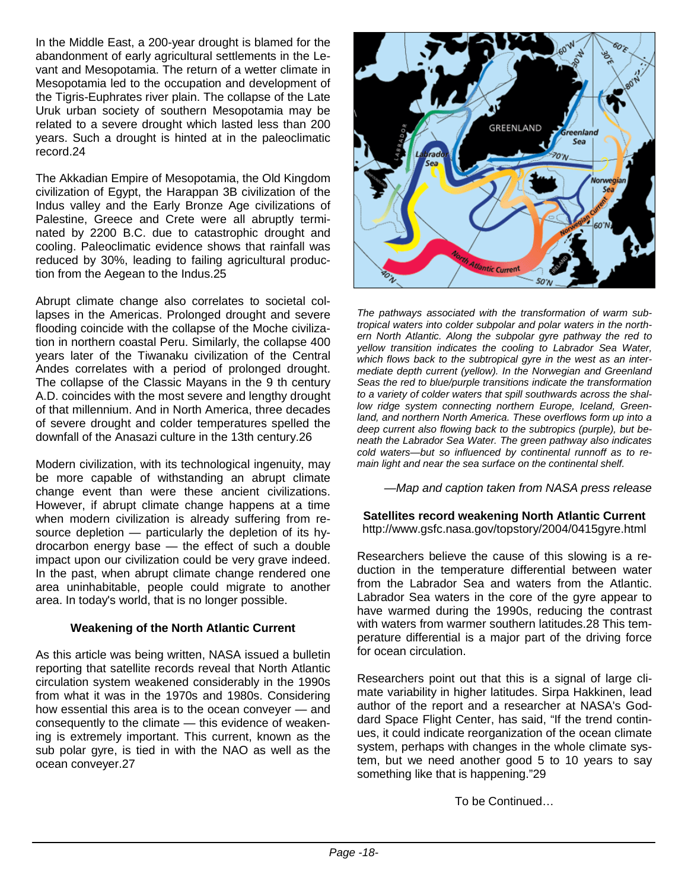In the Middle East, a 200-year drought is blamed for the abandonment of early agricultural settlements in the Levant and Mesopotamia. The return of a wetter climate in Mesopotamia led to the occupation and development of the Tigris-Euphrates river plain. The collapse of the Late Uruk urban society of southern Mesopotamia may be related to a severe drought which lasted less than 200 years. Such a drought is hinted at in the paleoclimatic record.24

The Akkadian Empire of Mesopotamia, the Old Kingdom civilization of Egypt, the Harappan 3B civilization of the Indus valley and the Early Bronze Age civilizations of Palestine, Greece and Crete were all abruptly terminated by 2200 B.C. due to catastrophic drought and cooling. Paleoclimatic evidence shows that rainfall was reduced by 30%, leading to failing agricultural production from the Aegean to the Indus.25

Abrupt climate change also correlates to societal collapses in the Americas. Prolonged drought and severe flooding coincide with the collapse of the Moche civilization in northern coastal Peru. Similarly, the collapse 400 years later of the Tiwanaku civilization of the Central Andes correlates with a period of prolonged drought. The collapse of the Classic Mayans in the 9 th century A.D. coincides with the most severe and lengthy drought of that millennium. And in North America, three decades of severe drought and colder temperatures spelled the downfall of the Anasazi culture in the 13th century.26

Modern civilization, with its technological ingenuity, may be more capable of withstanding an abrupt climate change event than were these ancient civilizations. However, if abrupt climate change happens at a time when modern civilization is already suffering from resource depletion — particularly the depletion of its hydrocarbon energy base — the effect of such a double impact upon our civilization could be very grave indeed. In the past, when abrupt climate change rendered one area uninhabitable, people could migrate to another area. In today's world, that is no longer possible.

### Weakening of the North Atlantic Current

As this article was being written, NASA issued a bulletin reporting that satellite records reveal that North Atlantic circulation system weakened considerably in the 1990s from what it was in the 1970s and 1980s. Considering how essential this area is to the ocean conveyer — and consequently to the climate — this evidence of weakening is extremely important. This current, known as the sub polar gyre, is tied in with the NAO as well as the ocean conveyer.27

*The pathways associated with the transformation of warm subtropical waters into colder subpolar and polar waters in the northern North Atlantic. Along the subpolar gyre pathway the red to yellow transition indicates the cooling to Labrador Sea Water, which flows back to the subtropical gyre in the west as an intermediate depth current (yellow). In the Norwegian and Greenland Seas the red to blue/purple transitions indicate the transformation to a variety of colder waters that spill southwards across the shallow ridge system connecting northern Europe, Iceland, Greenland, and northern North America. These overflows form up into a deep current also flowing back to the subtropics (purple), but beneath the Labrador Sea Water. The green pathway also indicates cold waters—but so influenced by continental runoff as to remain light and near the sea surface on the continental shelf.*

*—Map and caption taken from NASA press release*

**Satellites record weakening North Atlantic Current**
http://www.gsfc.nasa.gov/topstory/2004/0415gyre.html

Researchers believe the cause of this slowing is a reduction in the temperature differential between water from the Labrador Sea and waters from the Atlantic. Labrador Sea waters in the core of the gyre appear to have warmed during the 1990s, reducing the contrast with waters from warmer southern latitudes.28 This temperature differential is a major part of the driving force for ocean circulation.

Researchers point out that this is a signal of large climate variability in higher latitudes. Sirpa Hakkinen, lead author of the report and a researcher at NASA's Goddard Space Flight Center, has said, "If the trend continues, it could indicate reorganization of the ocean climate system, perhaps with changes in the whole climate system, but we need another good 5 to 10 years to say something like that is happening."29

To be Continued…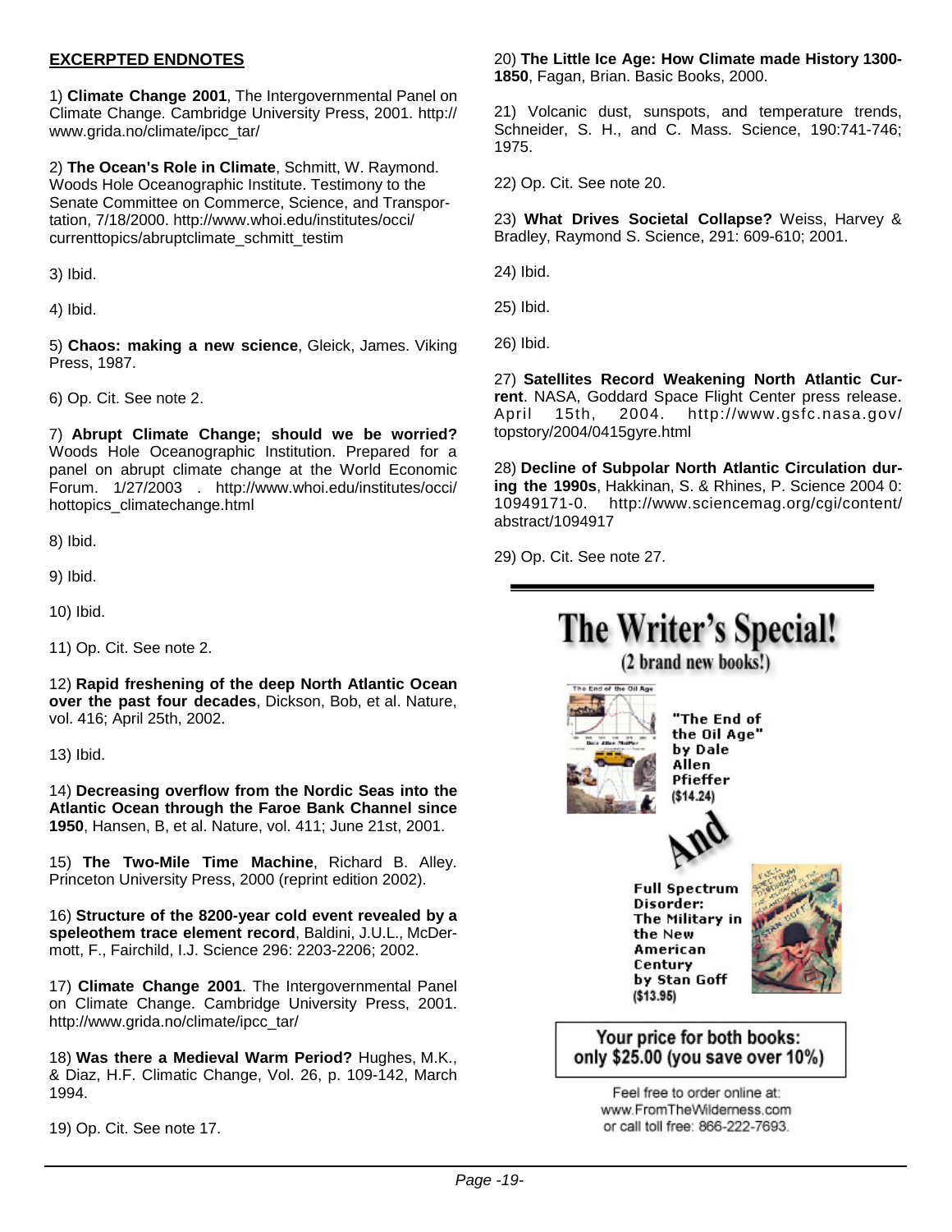## EXCERPTED ENDNOTES

1) **Climate Change 2001**, The Intergovernmental Panel on Climate Change. Cambridge University Press, 2001. http://www.grida.no/climate/ipcc_tar/

2) **The Ocean's Role in Climate**, Schmitt, W. Raymond. Woods Hole Oceanographic Institute. Testimony to the Senate Committee on Commerce, Science, and Transportation, 7/18/2000. http://www.whoi.edu/institutes/occi/currenttopics/abruptclimate_schmitt_testim

3) Ibid.

4) Ibid.

5) **Chaos: making a new science**, Gleick, James. Viking Press, 1987.

6) Op. Cit. See note 2.

7) **Abrupt Climate Change; should we be worried?** Woods Hole Oceanographic Institution. Prepared for a panel on abrupt climate change at the World Economic Forum. 1/27/2003 . http://www.whoi.edu/institutes/occi/hottopics_climatechange.html

8) Ibid.

9) Ibid.

10) Ibid.

11) Op. Cit. See note 2.

12) **Rapid freshening of the deep North Atlantic Ocean over the past four decades**, Dickson, Bob, et al. Nature, vol. 416; April 25th, 2002.

13) Ibid.

14) **Decreasing overflow from the Nordic Seas into the Atlantic Ocean through the Faroe Bank Channel since 1950**, Hansen, B, et al. Nature, vol. 411; June 21st, 2001.

15) **The Two-Mile Time Machine**, Richard B. Alley. Princeton University Press, 2000 (reprint edition 2002).

16) **Structure of the 8200-year cold event revealed by a speleothem trace element record**, Baldini, J.U.L., McDermott, F., Fairchild, I.J. Science 296: 2203-2206; 2002.

17) **Climate Change 2001**. The Intergovernmental Panel on Climate Change. Cambridge University Press, 2001. http://www.grida.no/climate/ipcc_tar/

18) **Was there a Medieval Warm Period?** Hughes, M.K., & Diaz, H.F. Climatic Change, Vol. 26, p. 109-142, March 1994.

19) Op. Cit. See note 17.

20) **The Little Ice Age: How Climate made History 1300-1850**, Fagan, Brian. Basic Books, 2000.

21) Volcanic dust, sunspots, and temperature trends, Schneider, S. H., and C. Mass. Science, 190:741-746; 1975.

22) Op. Cit. See note 20.

23) **What Drives Societal Collapse?** Weiss, Harvey & Bradley, Raymond S. Science, 291: 609-610; 2001.

24) Ibid.

25) Ibid.

26) Ibid.

27) **Satellites Record Weakening North Atlantic Current**. NASA, Goddard Space Flight Center press release. April 15th, 2004. http://www.gsfc.nasa.gov/topstory/2004/0415gyre.html

28) **Decline of Subpolar North Atlantic Circulation during the 1990s**, Hakkinan, S. & Rhines, P. Science 2004 0: 10949171-0. http://www.sciencemag.org/cgi/content/abstract/1094917

29) Op. Cit. See note 27.

---

# The Writer's Special!

(2 brand new books!)

"The End of the Oil Age" by Dale Allen Pfieffer ($14.24)

And

Full Spectrum Disorder: The Military in the New American Century by Stan Goff ($13.95)

**Your price for both books: only $25.00 (you save over 10%)**

Feel free to order online at: www.FromTheWilderness.com or call toll free: 866-222-7693.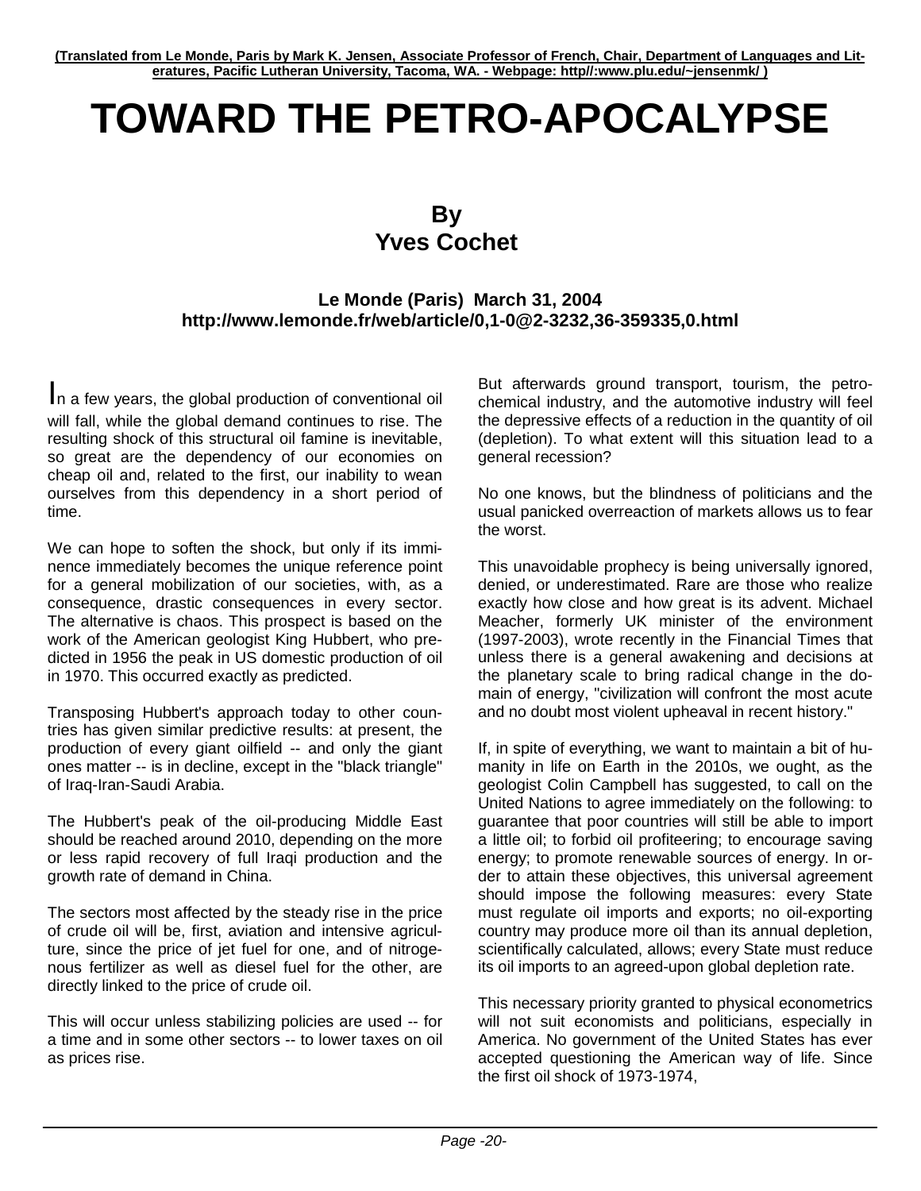**(Translated from Le Monde, Paris by Mark K. Jensen, Associate Professor of French, Chair, Department of Languages and Literatures, Pacific Lutheran University, Tacoma, WA. - Webpage: http//:www.plu.edu/~jensenmk/ )**

# TOWARD THE PETRO-APOCALYPSE

## By
## Yves Cochet

### Le Monde (Paris) March 31, 2004
### http://www.lemonde.fr/web/article/0,1-0@2-3232,36-359335,0.html

In a few years, the global production of conventional oil will fall, while the global demand continues to rise. The resulting shock of this structural oil famine is inevitable, so great are the dependency of our economies on cheap oil and, related to the first, our inability to wean ourselves from this dependency in a short period of time.

We can hope to soften the shock, but only if its imminence immediately becomes the unique reference point for a general mobilization of our societies, with, as a consequence, drastic consequences in every sector. The alternative is chaos. This prospect is based on the work of the American geologist King Hubbert, who predicted in 1956 the peak in US domestic production of oil in 1970. This occurred exactly as predicted.

Transposing Hubbert's approach today to other countries has given similar predictive results: at present, the production of every giant oilfield -- and only the giant ones matter -- is in decline, except in the "black triangle" of Iraq-Iran-Saudi Arabia.

The Hubbert's peak of the oil-producing Middle East should be reached around 2010, depending on the more or less rapid recovery of full Iraqi production and the growth rate of demand in China.

The sectors most affected by the steady rise in the price of crude oil will be, first, aviation and intensive agriculture, since the price of jet fuel for one, and of nitrogenous fertilizer as well as diesel fuel for the other, are directly linked to the price of crude oil.

This will occur unless stabilizing policies are used -- for a time and in some other sectors -- to lower taxes on oil as prices rise.

But afterwards ground transport, tourism, the petrochemical industry, and the automotive industry will feel the depressive effects of a reduction in the quantity of oil (depletion). To what extent will this situation lead to a general recession?

No one knows, but the blindness of politicians and the usual panicked overreaction of markets allows us to fear the worst.

This unavoidable prophecy is being universally ignored, denied, or underestimated. Rare are those who realize exactly how close and how great is its advent. Michael Meacher, formerly UK minister of the environment (1997-2003), wrote recently in the Financial Times that unless there is a general awakening and decisions at the planetary scale to bring radical change in the domain of energy, "civilization will confront the most acute and no doubt most violent upheaval in recent history."

If, in spite of everything, we want to maintain a bit of humanity in life on Earth in the 2010s, we ought, as the geologist Colin Campbell has suggested, to call on the United Nations to agree immediately on the following: to guarantee that poor countries will still be able to import a little oil; to forbid oil profiteering; to encourage saving energy; to promote renewable sources of energy. In order to attain these objectives, this universal agreement should impose the following measures: every State must regulate oil imports and exports; no oil-exporting country may produce more oil than its annual depletion, scientifically calculated, allows; every State must reduce its oil imports to an agreed-upon global depletion rate.

This necessary priority granted to physical econometrics will not suit economists and politicians, especially in America. No government of the United States has ever accepted questioning the American way of life. Since the first oil shock of 1973-1974,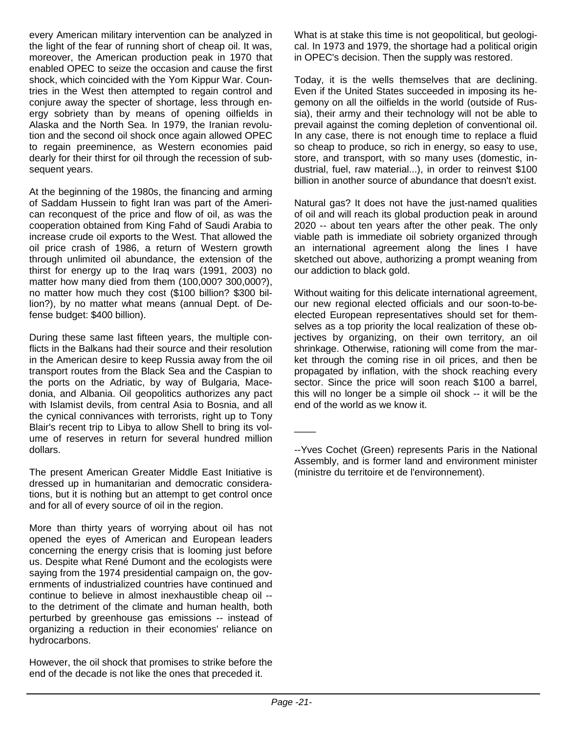every American military intervention can be analyzed in the light of the fear of running short of cheap oil. It was, moreover, the American production peak in 1970 that enabled OPEC to seize the occasion and cause the first shock, which coincided with the Yom Kippur War. Countries in the West then attempted to regain control and conjure away the specter of shortage, less through energy sobriety than by means of opening oilfields in Alaska and the North Sea. In 1979, the Iranian revolution and the second oil shock once again allowed OPEC to regain preeminence, as Western economies paid dearly for their thirst for oil through the recession of subsequent years.

At the beginning of the 1980s, the financing and arming of Saddam Hussein to fight Iran was part of the American reconquest of the price and flow of oil, as was the cooperation obtained from King Fahd of Saudi Arabia to increase crude oil exports to the West. That allowed the oil price crash of 1986, a return of Western growth through unlimited oil abundance, the extension of the thirst for energy up to the Iraq wars (1991, 2003) no matter how many died from them (100,000? 300,000?), no matter how much they cost ($100 billion? $300 billion?), by no matter what means (annual Dept. of Defense budget: $400 billion).

During these same last fifteen years, the multiple conflicts in the Balkans had their source and their resolution in the American desire to keep Russia away from the oil transport routes from the Black Sea and the Caspian to the ports on the Adriatic, by way of Bulgaria, Macedonia, and Albania. Oil geopolitics authorizes any pact with Islamist devils, from central Asia to Bosnia, and all the cynical connivances with terrorists, right up to Tony Blair's recent trip to Libya to allow Shell to bring its volume of reserves in return for several hundred million dollars.

The present American Greater Middle East Initiative is dressed up in humanitarian and democratic considerations, but it is nothing but an attempt to get control once and for all of every source of oil in the region.

More than thirty years of worrying about oil has not opened the eyes of American and European leaders concerning the energy crisis that is looming just before us. Despite what René Dumont and the ecologists were saying from the 1974 presidential campaign on, the governments of industrialized countries have continued and continue to believe in almost inexhaustible cheap oil -- to the detriment of the climate and human health, both perturbed by greenhouse gas emissions -- instead of organizing a reduction in their economies' reliance on hydrocarbons.

However, the oil shock that promises to strike before the end of the decade is not like the ones that preceded it.

What is at stake this time is not geopolitical, but geological. In 1973 and 1979, the shortage had a political origin in OPEC's decision. Then the supply was restored.

Today, it is the wells themselves that are declining. Even if the United States succeeded in imposing its hegemony on all the oilfields in the world (outside of Russia), their army and their technology will not be able to prevail against the coming depletion of conventional oil. In any case, there is not enough time to replace a fluid so cheap to produce, so rich in energy, so easy to use, store, and transport, with so many uses (domestic, industrial, fuel, raw material...), in order to reinvest $100 billion in another source of abundance that doesn't exist.

Natural gas? It does not have the just-named qualities of oil and will reach its global production peak in around 2020 -- about ten years after the other peak. The only viable path is immediate oil sobriety organized through an international agreement along the lines I have sketched out above, authorizing a prompt weaning from our addiction to black gold.

Without waiting for this delicate international agreement, our new regional elected officials and our soon-to-be-elected European representatives should set for themselves as a top priority the local realization of these objectives by organizing, on their own territory, an oil shrinkage. Otherwise, rationing will come from the market through the coming rise in oil prices, and then be propagated by inflation, with the shock reaching every sector. Since the price will soon reach $100 a barrel, this will no longer be a simple oil shock -- it will be the end of the world as we know it.

____

--Yves Cochet (Green) represents Paris in the National Assembly, and is former land and environment minister (ministre du territoire et de l'environnement).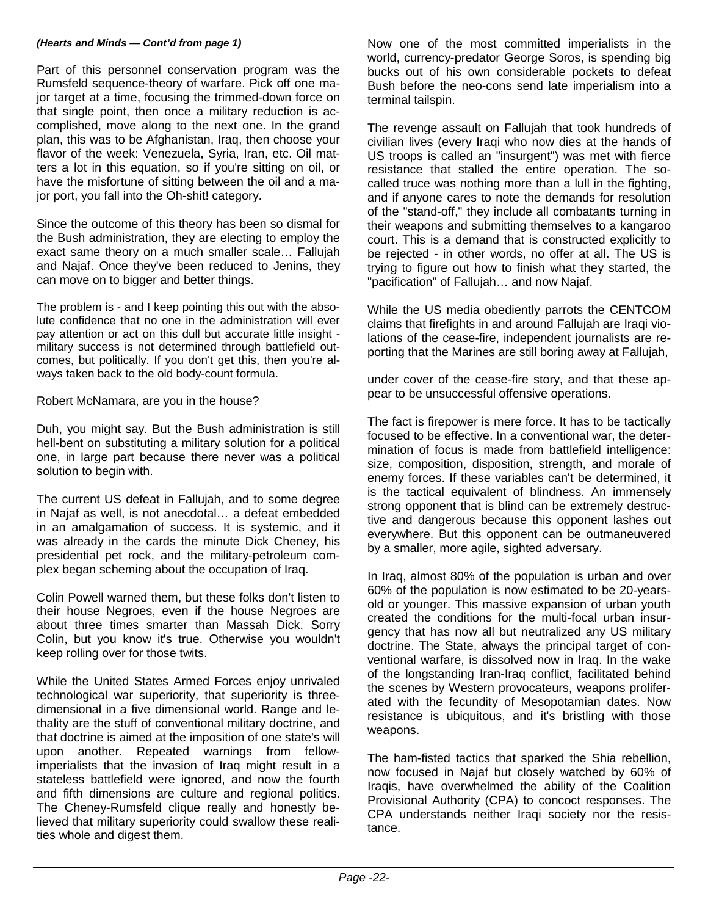*(Hearts and Minds — Cont'd from page 1)*

Part of this personnel conservation program was the Rumsfeld sequence-theory of warfare. Pick off one major target at a time, focusing the trimmed-down force on that single point, then once a military reduction is accomplished, move along to the next one. In the grand plan, this was to be Afghanistan, Iraq, then choose your flavor of the week: Venezuela, Syria, Iran, etc. Oil matters a lot in this equation, so if you're sitting on oil, or have the misfortune of sitting between the oil and a major port, you fall into the Oh-shit! category.

Since the outcome of this theory has been so dismal for the Bush administration, they are electing to employ the exact same theory on a much smaller scale… Fallujah and Najaf. Once they've been reduced to Jenins, they can move on to bigger and better things.

The problem is - and I keep pointing this out with the absolute confidence that no one in the administration will ever pay attention or act on this dull but accurate little insight - military success is not determined through battlefield outcomes, but politically. If you don't get this, then you're always taken back to the old body-count formula.

Robert McNamara, are you in the house?

Duh, you might say. But the Bush administration is still hell-bent on substituting a military solution for a political one, in large part because there never was a political solution to begin with.

The current US defeat in Fallujah, and to some degree in Najaf as well, is not anecdotal… a defeat embedded in an amalgamation of success. It is systemic, and it was already in the cards the minute Dick Cheney, his presidential pet rock, and the military-petroleum complex began scheming about the occupation of Iraq.

Colin Powell warned them, but these folks don't listen to their house Negroes, even if the house Negroes are about three times smarter than Massah Dick. Sorry Colin, but you know it's true. Otherwise you wouldn't keep rolling over for those twits.

While the United States Armed Forces enjoy unrivaled technological war superiority, that superiority is three-dimensional in a five dimensional world. Range and lethality are the stuff of conventional military doctrine, and that doctrine is aimed at the imposition of one state's will upon another. Repeated warnings from fellow-imperialists that the invasion of Iraq might result in a stateless battlefield were ignored, and now the fourth and fifth dimensions are culture and regional politics. The Cheney-Rumsfeld clique really and honestly believed that military superiority could swallow these realities whole and digest them.

Now one of the most committed imperialists in the world, currency-predator George Soros, is spending big bucks out of his own considerable pockets to defeat Bush before the neo-cons send late imperialism into a terminal tailspin.

The revenge assault on Fallujah that took hundreds of civilian lives (every Iraqi who now dies at the hands of US troops is called an "insurgent") was met with fierce resistance that stalled the entire operation. The so-called truce was nothing more than a lull in the fighting, and if anyone cares to note the demands for resolution of the "stand-off," they include all combatants turning in their weapons and submitting themselves to a kangaroo court. This is a demand that is constructed explicitly to be rejected - in other words, no offer at all. The US is trying to figure out how to finish what they started, the "pacification" of Fallujah… and now Najaf.

While the US media obediently parrots the CENTCOM claims that firefights in and around Fallujah are Iraqi violations of the cease-fire, independent journalists are reporting that the Marines are still boring away at Fallujah, under cover of the cease-fire story, and that these appear to be unsuccessful offensive operations.

The fact is firepower is mere force. It has to be tactically focused to be effective. In a conventional war, the determination of focus is made from battlefield intelligence: size, composition, disposition, strength, and morale of enemy forces. If these variables can't be determined, it is the tactical equivalent of blindness. An immensely strong opponent that is blind can be extremely destructive and dangerous because this opponent lashes out everywhere. But this opponent can be outmaneuvered by a smaller, more agile, sighted adversary.

In Iraq, almost 80% of the population is urban and over 60% of the population is now estimated to be 20-years-old or younger. This massive expansion of urban youth created the conditions for the multi-focal urban insurgency that has now all but neutralized any US military doctrine. The State, always the principal target of conventional warfare, is dissolved now in Iraq. In the wake of the longstanding Iran-Iraq conflict, facilitated behind the scenes by Western provocateurs, weapons proliferated with the fecundity of Mesopotamian dates. Now resistance is ubiquitous, and it's bristling with those weapons.

The ham-fisted tactics that sparked the Shia rebellion, now focused in Najaf but closely watched by 60% of Iraqis, have overwhelmed the ability of the Coalition Provisional Authority (CPA) to concoct responses. The CPA understands neither Iraqi society nor the resistance.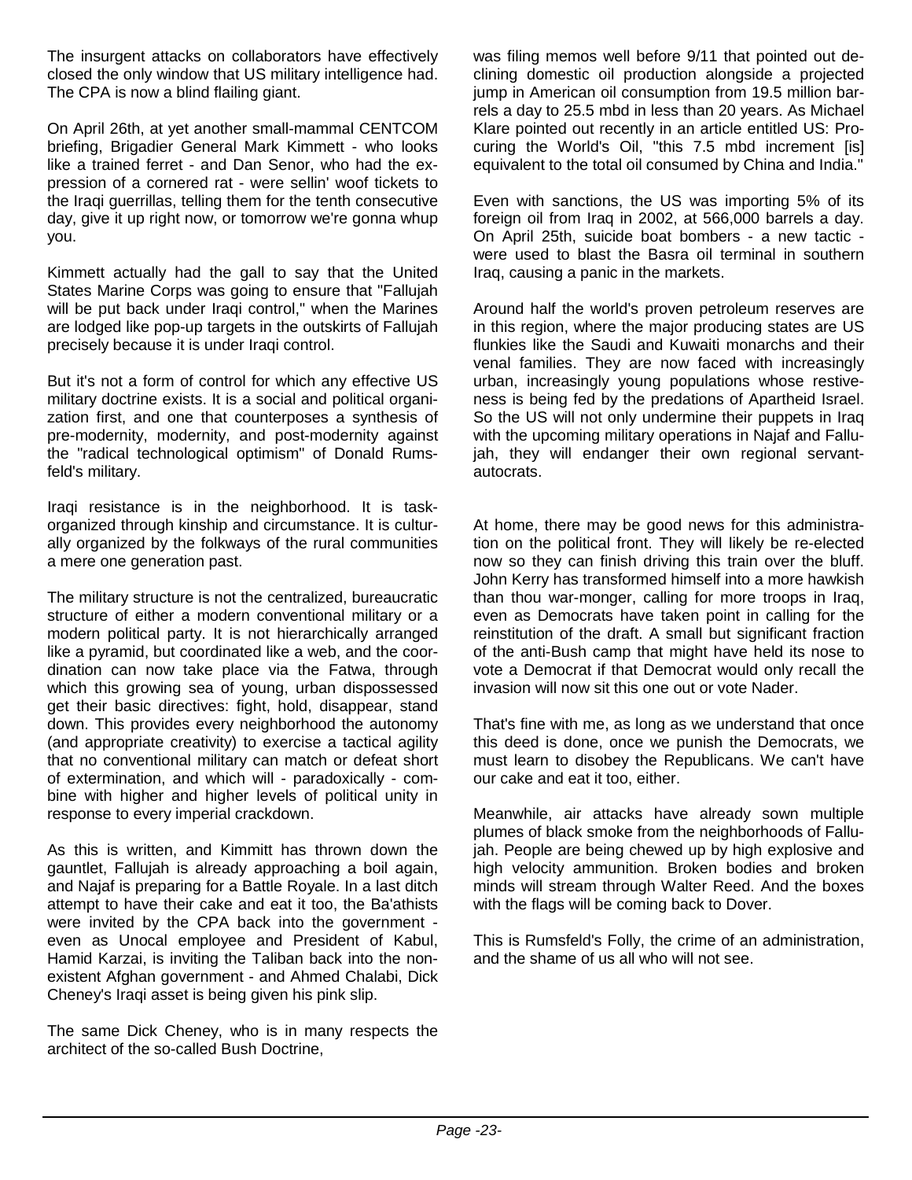The insurgent attacks on collaborators have effectively closed the only window that US military intelligence had. The CPA is now a blind flailing giant.

On April 26th, at yet another small-mammal CENTCOM briefing, Brigadier General Mark Kimmett - who looks like a trained ferret - and Dan Senor, who had the expression of a cornered rat - were sellin' woof tickets to the Iraqi guerrillas, telling them for the tenth consecutive day, give it up right now, or tomorrow we're gonna whup you.

Kimmett actually had the gall to say that the United States Marine Corps was going to ensure that "Fallujah will be put back under Iraqi control," when the Marines are lodged like pop-up targets in the outskirts of Fallujah precisely because it is under Iraqi control.

But it's not a form of control for which any effective US military doctrine exists. It is a social and political organization first, and one that counterposes a synthesis of pre-modernity, modernity, and post-modernity against the "radical technological optimism" of Donald Rumsfeld's military.

Iraqi resistance is in the neighborhood. It is task-organized through kinship and circumstance. It is culturally organized by the folkways of the rural communities a mere one generation past.

The military structure is not the centralized, bureaucratic structure of either a modern conventional military or a modern political party. It is not hierarchically arranged like a pyramid, but coordinated like a web, and the coordination can now take place via the Fatwa, through which this growing sea of young, urban dispossessed get their basic directives: fight, hold, disappear, stand down. This provides every neighborhood the autonomy (and appropriate creativity) to exercise a tactical agility that no conventional military can match or defeat short of extermination, and which will - paradoxically - combine with higher and higher levels of political unity in response to every imperial crackdown.

As this is written, and Kimmitt has thrown down the gauntlet, Fallujah is already approaching a boil again, and Najaf is preparing for a Battle Royale. In a last ditch attempt to have their cake and eat it too, the Ba'athists were invited by the CPA back into the government - even as Unocal employee and President of Kabul, Hamid Karzai, is inviting the Taliban back into the non-existent Afghan government - and Ahmed Chalabi, Dick Cheney's Iraqi asset is being given his pink slip.

The same Dick Cheney, who is in many respects the architect of the so-called Bush Doctrine, was filing memos well before 9/11 that pointed out declining domestic oil production alongside a projected jump in American oil consumption from 19.5 million barrels a day to 25.5 mbd in less than 20 years. As Michael Klare pointed out recently in an article entitled US: Procuring the World's Oil, "this 7.5 mbd increment [is] equivalent to the total oil consumed by China and India."

Even with sanctions, the US was importing 5% of its foreign oil from Iraq in 2002, at 566,000 barrels a day. On April 25th, suicide boat bombers - a new tactic - were used to blast the Basra oil terminal in southern Iraq, causing a panic in the markets.

Around half the world's proven petroleum reserves are in this region, where the major producing states are US flunkies like the Saudi and Kuwaiti monarchs and their venal families. They are now faced with increasingly urban, increasingly young populations whose restiveness is being fed by the predations of Apartheid Israel. So the US will not only undermine their puppets in Iraq with the upcoming military operations in Najaf and Fallujah, they will endanger their own regional servant-autocrats.

At home, there may be good news for this administration on the political front. They will likely be re-elected now so they can finish driving this train over the bluff. John Kerry has transformed himself into a more hawkish than thou war-monger, calling for more troops in Iraq, even as Democrats have taken point in calling for the reinstitution of the draft. A small but significant fraction of the anti-Bush camp that might have held its nose to vote a Democrat if that Democrat would only recall the invasion will now sit this one out or vote Nader.

That's fine with me, as long as we understand that once this deed is done, once we punish the Democrats, we must learn to disobey the Republicans. We can't have our cake and eat it too, either.

Meanwhile, air attacks have already sown multiple plumes of black smoke from the neighborhoods of Fallujah. People are being chewed up by high explosive and high velocity ammunition. Broken bodies and broken minds will stream through Walter Reed. And the boxes with the flags will be coming back to Dover.

This is Rumsfeld's Folly, the crime of an administration, and the shame of us all who will not see.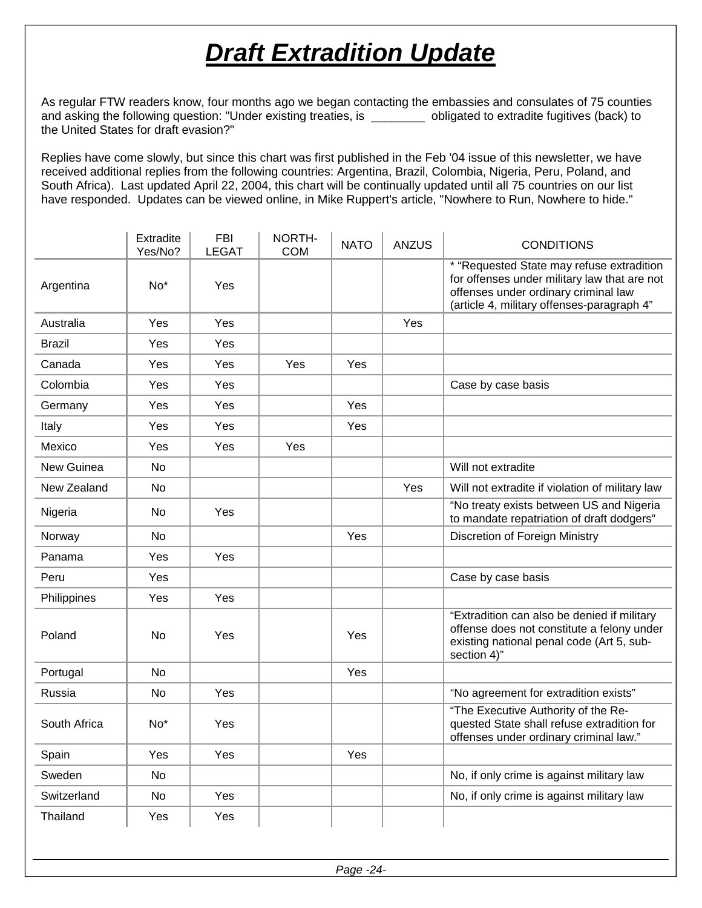# ***Draft Extradition Update***

As regular FTW readers know, four months ago we began contacting the embassies and consulates of 75 counties and asking the following question: "Under existing treaties, is ________ obligated to extradite fugitives (back) to the United States for draft evasion?"

Replies have come slowly, but since this chart was first published in the Feb '04 issue of this newsletter, we have received additional replies from the following countries: Argentina, Brazil, Colombia, Nigeria, Peru, Poland, and South Africa). Last updated April 22, 2004, this chart will be continually updated until all 75 countries on our list have responded. Updates can be viewed online, in Mike Ruppert's article, "Nowhere to Run, Nowhere to hide."

| | Extradite Yes/No? | FBI LEGAT | NORTH-COM | NATO | ANZUS | CONDITIONS |
|---|---|---|---|---|---|---|
| Argentina | No* | Yes | | | | * "Requested State may refuse extradition for offenses under military law that are not offenses under ordinary criminal law (article 4, military offenses-paragraph 4" |
| Australia | Yes | Yes | | | Yes | |
| Brazil | Yes | Yes | | | | |
| Canada | Yes | Yes | Yes | Yes | | |
| Colombia | Yes | Yes | | | | Case by case basis |
| Germany | Yes | Yes | | Yes | | |
| Italy | Yes | Yes | | Yes | | |
| Mexico | Yes | Yes | Yes | | | |
| New Guinea | No | | | | | Will not extradite |
| New Zealand | No | | | | Yes | Will not extradite if violation of military law |
| Nigeria | No | Yes | | | | "No treaty exists between US and Nigeria to mandate repatriation of draft dodgers" |
| Norway | No | | | Yes | | Discretion of Foreign Ministry |
| Panama | Yes | Yes | | | | |
| Peru | Yes | | | | | Case by case basis |
| Philippines | Yes | Yes | | | | |
| Poland | No | Yes | | Yes | | "Extradition can also be denied if military offense does not constitute a felony under existing national penal code (Art 5, sub-section 4)" |
| Portugal | No | | | Yes | | |
| Russia | No | Yes | | | | "No agreement for extradition exists" |
| South Africa | No* | Yes | | | | "The Executive Authority of the Re-quested State shall refuse extradition for offenses under ordinary criminal law." |
| Spain | Yes | Yes | | Yes | | |
| Sweden | No | | | | | No, if only crime is against military law |
| Switzerland | No | Yes | | | | No, if only crime is against military law |
| Thailand | Yes | Yes | | | | |